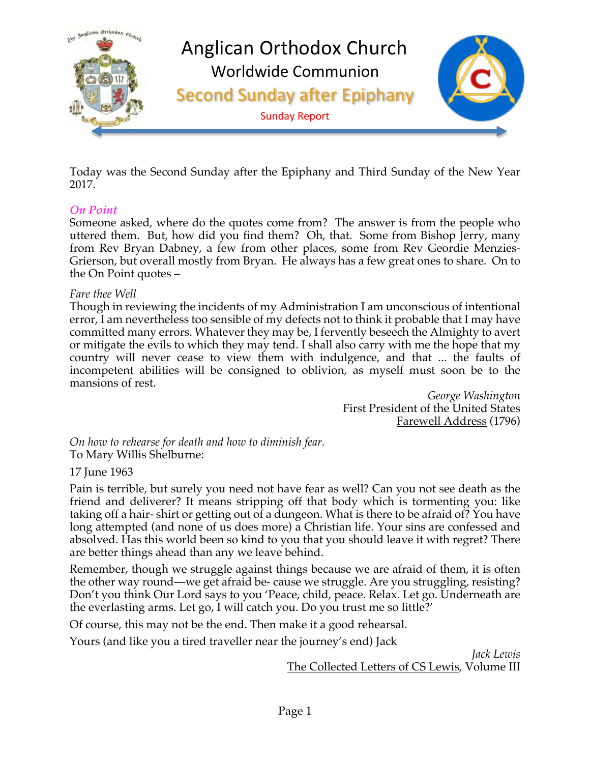# Anglican Orthodox Church

## Worldwide Communion

## Second Sunday after Epiphany

Sunday Report

Today was the Second Sunday after the Epiphany and Third Sunday of the New Year 2017.

### *On Point*

Someone asked, where do the quotes come from? The answer is from the people who uttered them. But, how did you find them? Oh, that. Some from Bishop Jerry, many from Rev Bryan Dabney, a few from other places, some from Rev Geordie Menzies-Grierson, but overall mostly from Bryan. He always has a few great ones to share. On to the On Point quotes –

*Fare thee Well*

Though in reviewing the incidents of my Administration I am unconscious of intentional error, I am nevertheless too sensible of my defects not to think it probable that I may have committed many errors. Whatever they may be, I fervently beseech the Almighty to avert or mitigate the evils to which they may tend. I shall also carry with me the hope that my country will never cease to view them with indulgence, and that ... the faults of incompetent abilities will be consigned to oblivion, as myself must soon be to the mansions of rest.

*George Washington*
First President of the United States
Farewell Address (1796)

*On how to rehearse for death and how to diminish fear.*
To Mary Willis Shelburne:

17 June 1963

Pain is terrible, but surely you need not have fear as well? Can you not see death as the friend and deliverer? It means stripping off that body which is tormenting you: like taking off a hair- shirt or getting out of a dungeon. What is there to be afraid of? You have long attempted (and none of us does more) a Christian life. Your sins are confessed and absolved. Has this world been so kind to you that you should leave it with regret? There are better things ahead than any we leave behind.

Remember, though we struggle against things because we are afraid of them, it is often the other way round—we get afraid be- cause we struggle. Are you struggling, resisting? Don't you think Our Lord says to you 'Peace, child, peace. Relax. Let go. Underneath are the everlasting arms. Let go, I will catch you. Do you trust me so little?'

Of course, this may not be the end. Then make it a good rehearsal.

Yours (and like you a tired traveller near the journey's end) Jack

*Jack Lewis*
The Collected Letters of CS Lewis, Volume III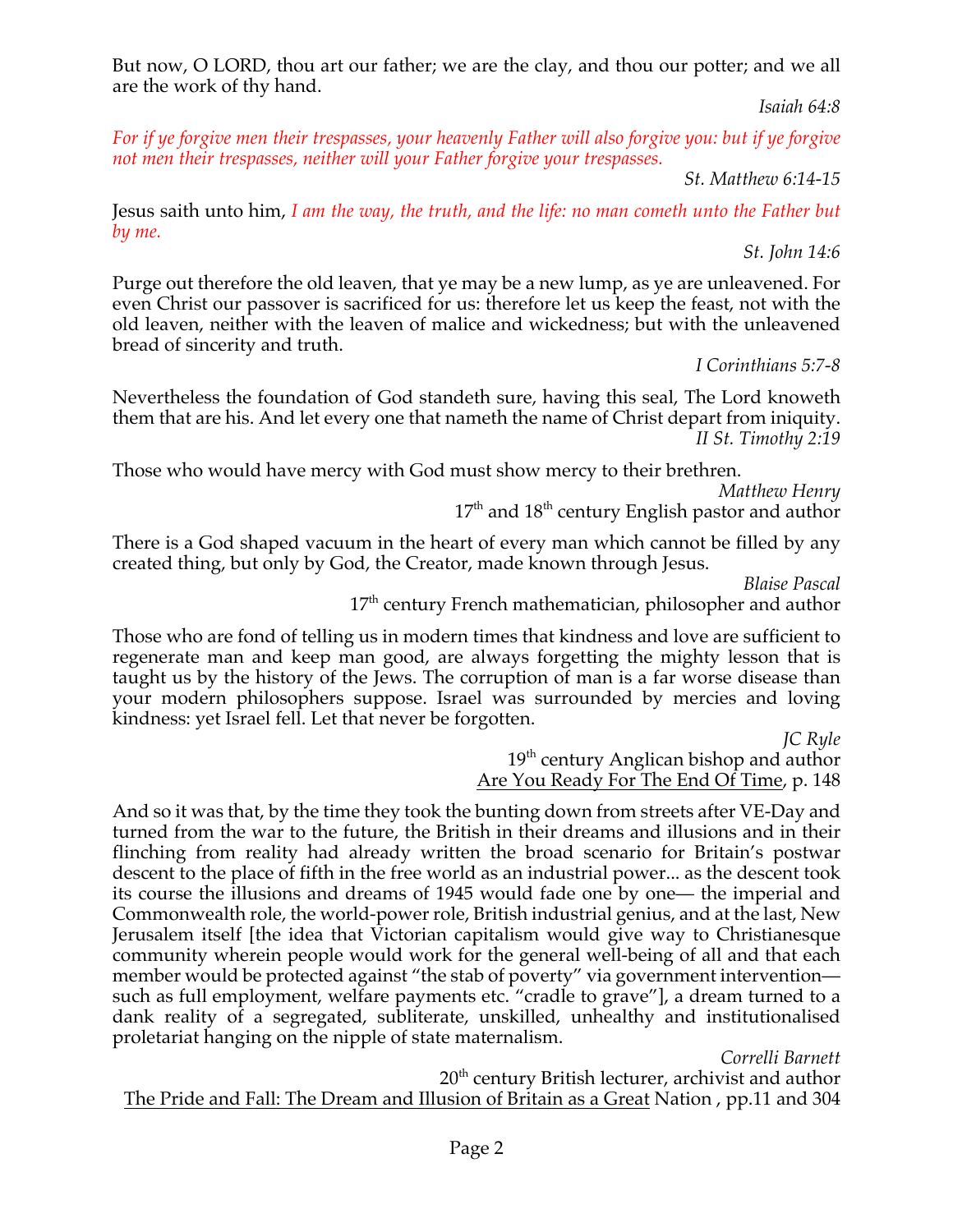But now, O LORD, thou art our father; we are the clay, and thou our potter; and we all are the work of thy hand.

*Isaiah 64:8*

*For if ye forgive men their trespasses, your heavenly Father will also forgive you: but if ye forgive not men their trespasses, neither will your Father forgive your trespasses.*

*St. Matthew 6:14-15*

Jesus saith unto him, *I am the way, the truth, and the life: no man cometh unto the Father but by me.*

*St. John 14:6*

Purge out therefore the old leaven, that ye may be a new lump, as ye are unleavened. For even Christ our passover is sacrificed for us: therefore let us keep the feast, not with the old leaven, neither with the leaven of malice and wickedness; but with the unleavened bread of sincerity and truth.

*I Corinthians 5:7-8*

Nevertheless the foundation of God standeth sure, having this seal, The Lord knoweth them that are his. And let every one that nameth the name of Christ depart from iniquity.

*II St. Timothy 2:19*

Those who would have mercy with God must show mercy to their brethren.

*Matthew Henry*
17th and 18th century English pastor and author

There is a God shaped vacuum in the heart of every man which cannot be filled by any created thing, but only by God, the Creator, made known through Jesus.

*Blaise Pascal*
17th century French mathematician, philosopher and author

Those who are fond of telling us in modern times that kindness and love are sufficient to regenerate man and keep man good, are always forgetting the mighty lesson that is taught us by the history of the Jews. The corruption of man is a far worse disease than your modern philosophers suppose. Israel was surrounded by mercies and loving kindness: yet Israel fell. Let that never be forgotten.

*JC Ryle*
19th century Anglican bishop and author
Are You Ready For The End Of Time, p. 148

And so it was that, by the time they took the bunting down from streets after VE-Day and turned from the war to the future, the British in their dreams and illusions and in their flinching from reality had already written the broad scenario for Britain's postwar descent to the place of fifth in the free world as an industrial power... as the descent took its course the illusions and dreams of 1945 would fade one by one— the imperial and Commonwealth role, the world-power role, British industrial genius, and at the last, New Jerusalem itself [the idea that Victorian capitalism would give way to Christianesque community wherein people would work for the general well-being of all and that each member would be protected against "the stab of poverty" via government intervention— such as full employment, welfare payments etc. "cradle to grave"], a dream turned to a dank reality of a segregated, subliterate, unskilled, unhealthy and institutionalised proletariat hanging on the nipple of state maternalism.

*Correlli Barnett*
20th century British lecturer, archivist and author
The Pride and Fall: The Dream and Illusion of Britain as a Great Nation , pp.11 and 304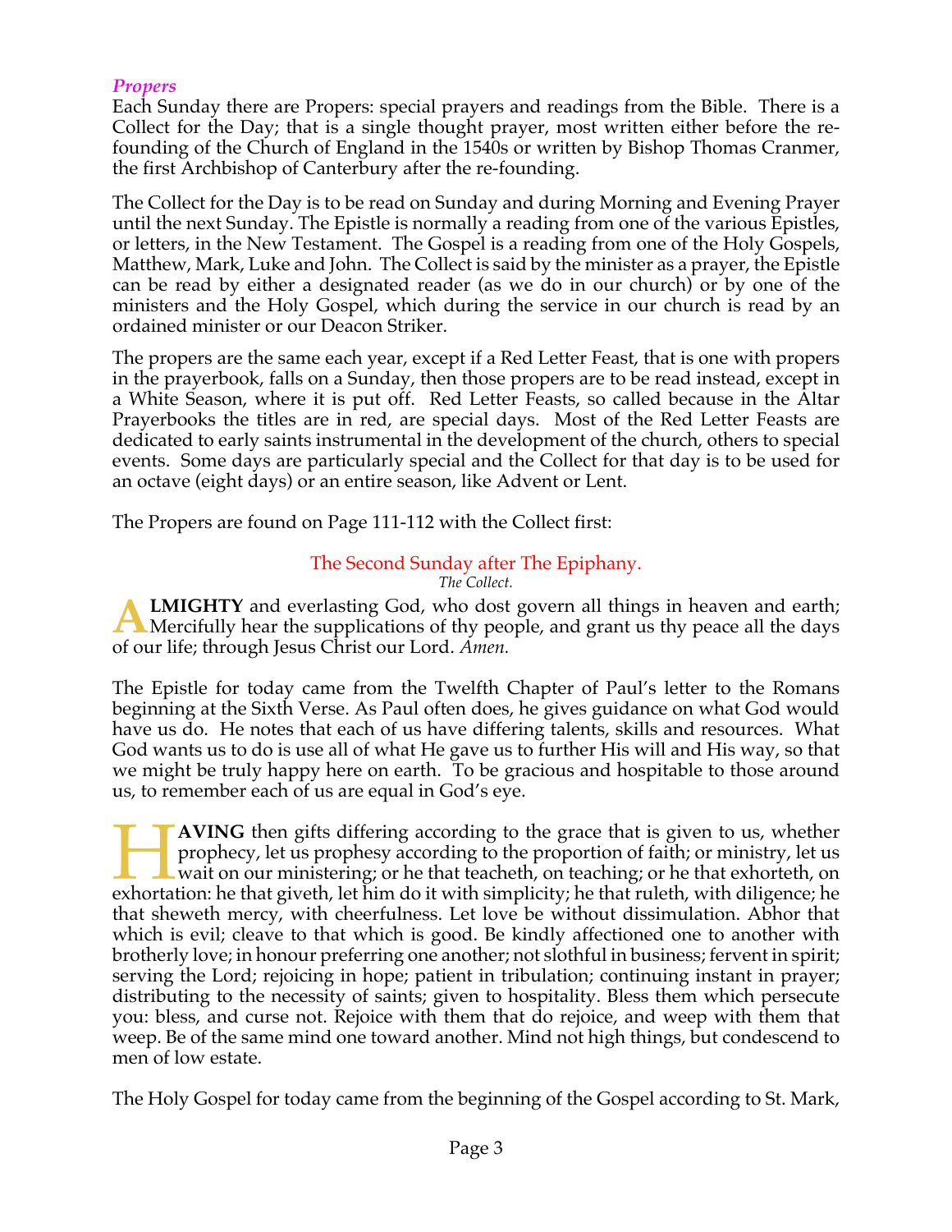## *Propers*

Each Sunday there are Propers: special prayers and readings from the Bible. There is a Collect for the Day; that is a single thought prayer, most written either before the re-founding of the Church of England in the 1540s or written by Bishop Thomas Cranmer, the first Archbishop of Canterbury after the re-founding.

The Collect for the Day is to be read on Sunday and during Morning and Evening Prayer until the next Sunday. The Epistle is normally a reading from one of the various Epistles, or letters, in the New Testament. The Gospel is a reading from one of the Holy Gospels, Matthew, Mark, Luke and John. The Collect is said by the minister as a prayer, the Epistle can be read by either a designated reader (as we do in our church) or by one of the ministers and the Holy Gospel, which during the service in our church is read by an ordained minister or our Deacon Striker.

The propers are the same each year, except if a Red Letter Feast, that is one with propers in the prayerbook, falls on a Sunday, then those propers are to be read instead, except in a White Season, where it is put off. Red Letter Feasts, so called because in the Altar Prayerbooks the titles are in red, are special days. Most of the Red Letter Feasts are dedicated to early saints instrumental in the development of the church, others to special events. Some days are particularly special and the Collect for that day is to be used for an octave (eight days) or an entire season, like Advent or Lent.

The Propers are found on Page 111-112 with the Collect first:

### The Second Sunday after The Epiphany.

*The Collect.*

**ALMIGHTY** and everlasting God, who dost govern all things in heaven and earth; Mercifully hear the supplications of thy people, and grant us thy peace all the days of our life; through Jesus Christ our Lord. *Amen.*

The Epistle for today came from the Twelfth Chapter of Paul's letter to the Romans beginning at the Sixth Verse. As Paul often does, he gives guidance on what God would have us do. He notes that each of us have differing talents, skills and resources. What God wants us to do is use all of what He gave us to further His will and His way, so that we might be truly happy here on earth. To be gracious and hospitable to those around us, to remember each of us are equal in God's eye.

**HAVING** then gifts differing according to the grace that is given to us, whether prophecy, let us prophesy according to the proportion of faith; or ministry, let us wait on our ministering; or he that teacheth, on teaching; or he that exhorteth, on exhortation: he that giveth, let him do it with simplicity; he that ruleth, with diligence; he that sheweth mercy, with cheerfulness. Let love be without dissimulation. Abhor that which is evil; cleave to that which is good. Be kindly affectioned one to another with brotherly love; in honour preferring one another; not slothful in business; fervent in spirit; serving the Lord; rejoicing in hope; patient in tribulation; continuing instant in prayer; distributing to the necessity of saints; given to hospitality. Bless them which persecute you: bless, and curse not. Rejoice with them that do rejoice, and weep with them that weep. Be of the same mind one toward another. Mind not high things, but condescend to men of low estate.

The Holy Gospel for today came from the beginning of the Gospel according to St. Mark,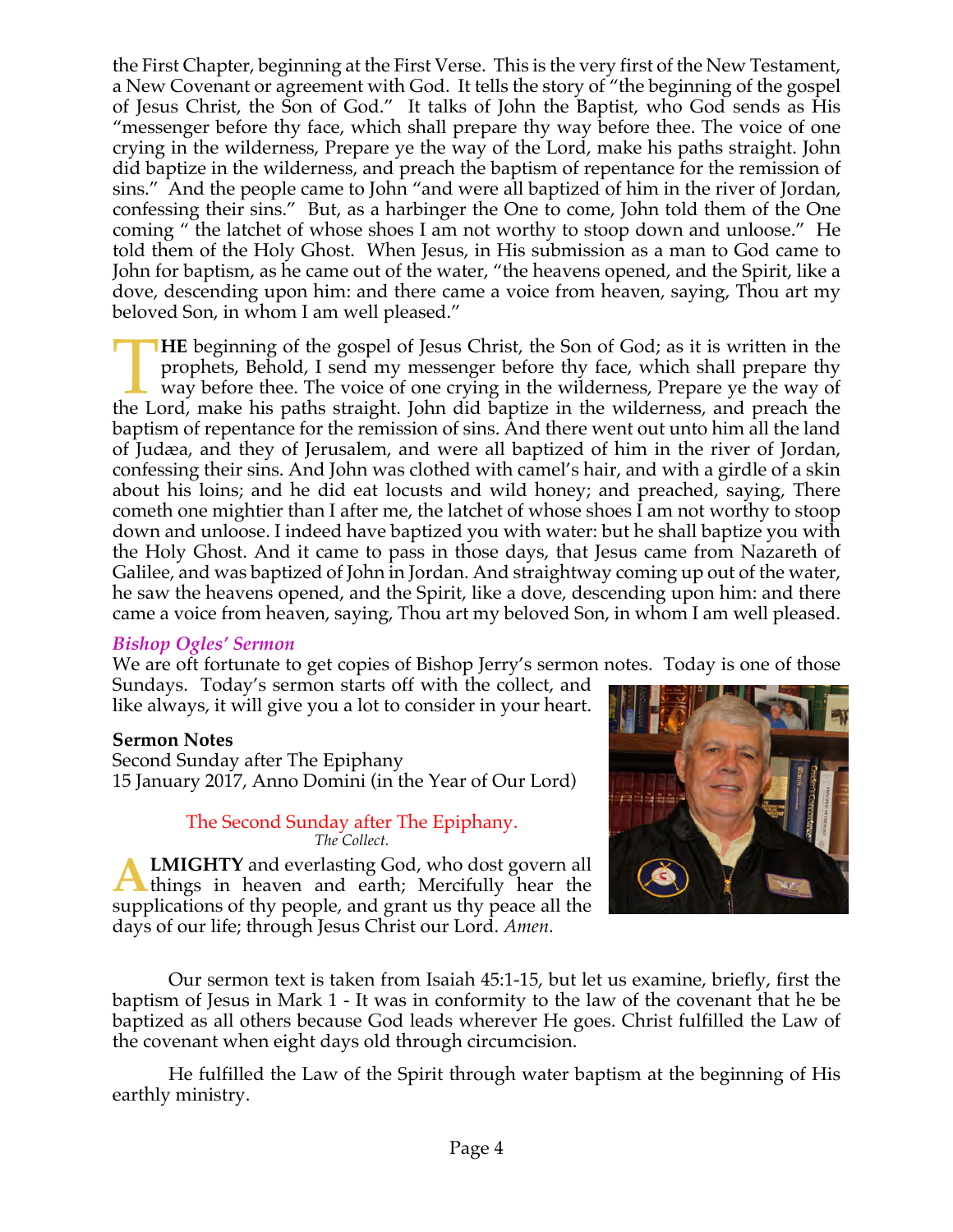the First Chapter, beginning at the First Verse. This is the very first of the New Testament, a New Covenant or agreement with God. It tells the story of "the beginning of the gospel of Jesus Christ, the Son of God." It talks of John the Baptist, who God sends as His "messenger before thy face, which shall prepare thy way before thee. The voice of one crying in the wilderness, Prepare ye the way of the Lord, make his paths straight. John did baptize in the wilderness, and preach the baptism of repentance for the remission of sins." And the people came to John "and were all baptized of him in the river of Jordan, confessing their sins." But, as a harbinger the One to come, John told them of the One coming " the latchet of whose shoes I am not worthy to stoop down and unloose." He told them of the Holy Ghost. When Jesus, in His submission as a man to God came to John for baptism, as he came out of the water, "the heavens opened, and the Spirit, like a dove, descending upon him: and there came a voice from heaven, saying, Thou art my beloved Son, in whom I am well pleased."

**THE** beginning of the gospel of Jesus Christ, the Son of God; as it is written in the prophets, Behold, I send my messenger before thy face, which shall prepare thy way before thee. The voice of one crying in the wilderness, Prepare ye the way of the Lord, make his paths straight. John did baptize in the wilderness, and preach the baptism of repentance for the remission of sins. And there went out unto him all the land of Judæa, and they of Jerusalem, and were all baptized of him in the river of Jordan, confessing their sins. And John was clothed with camel's hair, and with a girdle of a skin about his loins; and he did eat locusts and wild honey; and preached, saying, There cometh one mightier than I after me, the latchet of whose shoes I am not worthy to stoop down and unloose. I indeed have baptized you with water: but he shall baptize you with the Holy Ghost. And it came to pass in those days, that Jesus came from Nazareth of Galilee, and was baptized of John in Jordan. And straightway coming up out of the water, he saw the heavens opened, and the Spirit, like a dove, descending upon him: and there came a voice from heaven, saying, Thou art my beloved Son, in whom I am well pleased.

### *Bishop Ogles' Sermon*

We are oft fortunate to get copies of Bishop Jerry's sermon notes. Today is one of those Sundays. Today's sermon starts off with the collect, and like always, it will give you a lot to consider in your heart.

**Sermon Notes**
Second Sunday after The Epiphany
15 January 2017, Anno Domini (in the Year of Our Lord)

The Second Sunday after The Epiphany.
*The Collect.*

**ALMIGHTY** and everlasting God, who dost govern all things in heaven and earth; Mercifully hear the supplications of thy people, and grant us thy peace all the days of our life; through Jesus Christ our Lord. *Amen.*

Our sermon text is taken from Isaiah 45:1-15, but let us examine, briefly, first the baptism of Jesus in Mark 1 - It was in conformity to the law of the covenant that he be baptized as all others because God leads wherever He goes. Christ fulfilled the Law of the covenant when eight days old through circumcision.

He fulfilled the Law of the Spirit through water baptism at the beginning of His earthly ministry.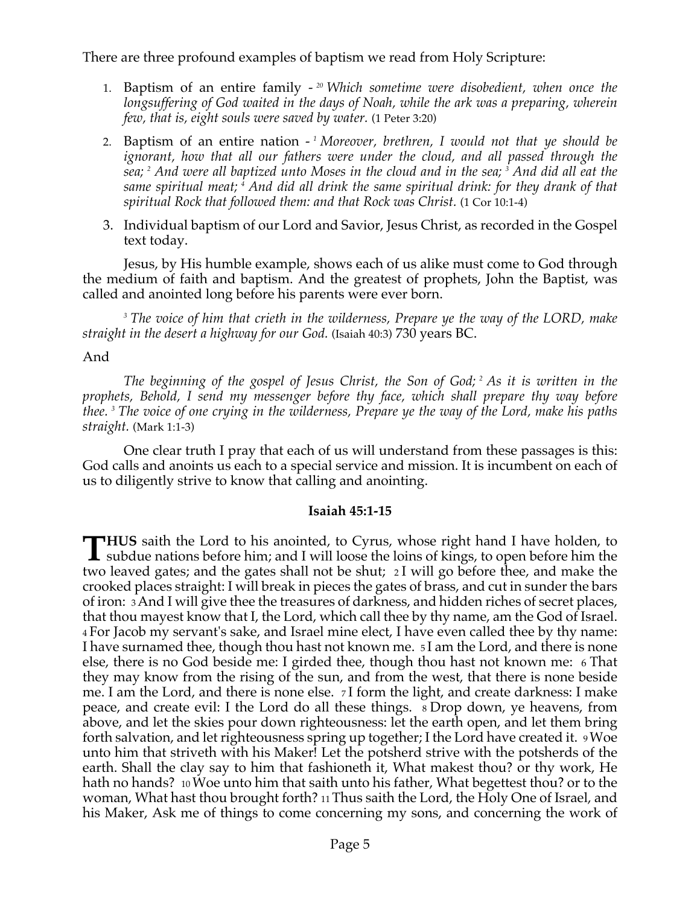There are three profound examples of baptism we read from Holy Scripture:

1. Baptism of an entire family - [20] *Which sometime were disobedient, when once the longsuffering of God waited in the days of Noah, while the ark was a preparing, wherein few, that is, eight souls were saved by water.* (1 Peter 3:20)

2. Baptism of an entire nation - [1] *Moreover, brethren, I would not that ye should be ignorant, how that all our fathers were under the cloud, and all passed through the sea;* [2] *And were all baptized unto Moses in the cloud and in the sea;* [3] *And did all eat the same spiritual meat;* [4] *And did all drink the same spiritual drink: for they drank of that spiritual Rock that followed them: and that Rock was Christ.* (1 Cor 10:1-4)

3. Individual baptism of our Lord and Savior, Jesus Christ, as recorded in the Gospel text today.

Jesus, by His humble example, shows each of us alike must come to God through the medium of faith and baptism. And the greatest of prophets, John the Baptist, was called and anointed long before his parents were ever born.

[3] *The voice of him that crieth in the wilderness, Prepare ye the way of the LORD, make straight in the desert a highway for our God.* (Isaiah 40:3) 730 years BC.

And

*The beginning of the gospel of Jesus Christ, the Son of God;* [2] *As it is written in the prophets, Behold, I send my messenger before thy face, which shall prepare thy way before thee.* [3] *The voice of one crying in the wilderness, Prepare ye the way of the Lord, make his paths straight.* (Mark 1:1-3)

One clear truth I pray that each of us will understand from these passages is this: God calls and anoints us each to a special service and mission. It is incumbent on each of us to diligently strive to know that calling and anointing.

**Isaiah 45:1-15**

**THUS** saith the Lord to his anointed, to Cyrus, whose right hand I have holden, to subdue nations before him; and I will loose the loins of kings, to open before him the two leaved gates; and the gates shall not be shut; 2 I will go before thee, and make the crooked places straight: I will break in pieces the gates of brass, and cut in sunder the bars of iron: 3 And I will give thee the treasures of darkness, and hidden riches of secret places, that thou mayest know that I, the Lord, which call thee by thy name, am the God of Israel. 4 For Jacob my servant's sake, and Israel mine elect, I have even called thee by thy name: I have surnamed thee, though thou hast not known me. 5 I am the Lord, and there is none else, there is no God beside me: I girded thee, though thou hast not known me: 6 That they may know from the rising of the sun, and from the west, that there is none beside me. I am the Lord, and there is none else. 7 I form the light, and create darkness: I make peace, and create evil: I the Lord do all these things. 8 Drop down, ye heavens, from above, and let the skies pour down righteousness: let the earth open, and let them bring forth salvation, and let righteousness spring up together; I the Lord have created it. 9 Woe unto him that striveth with his Maker! Let the potsherd strive with the potsherds of the earth. Shall the clay say to him that fashioneth it, What makest thou? or thy work, He hath no hands? 10 Woe unto him that saith unto his father, What begettest thou? or to the woman, What hast thou brought forth? 11 Thus saith the Lord, the Holy One of Israel, and his Maker, Ask me of things to come concerning my sons, and concerning the work of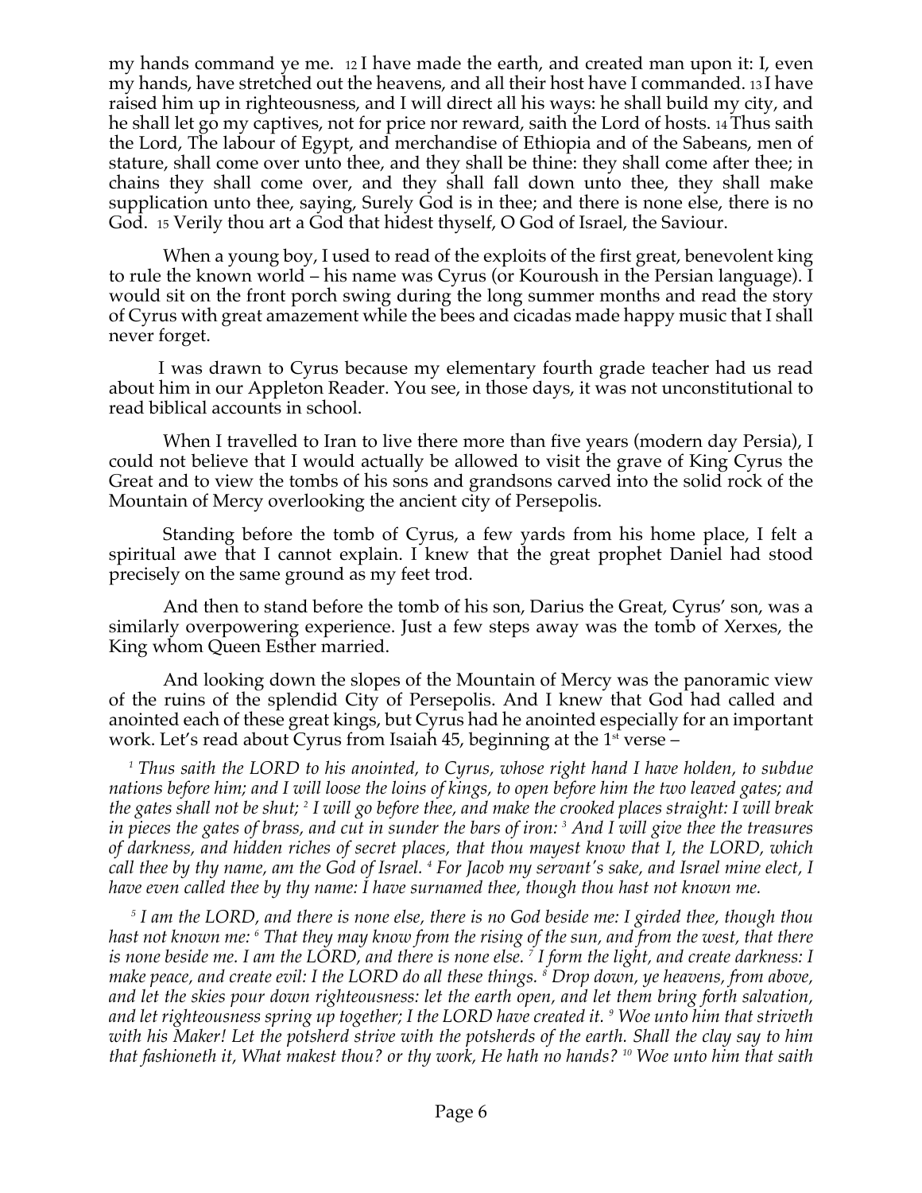my hands command ye me. 12 I have made the earth, and created man upon it: I, even my hands, have stretched out the heavens, and all their host have I commanded. 13 I have raised him up in righteousness, and I will direct all his ways: he shall build my city, and he shall let go my captives, not for price nor reward, saith the Lord of hosts. 14 Thus saith the Lord, The labour of Egypt, and merchandise of Ethiopia and of the Sabeans, men of stature, shall come over unto thee, and they shall be thine: they shall come after thee; in chains they shall come over, and they shall fall down unto thee, they shall make supplication unto thee, saying, Surely God is in thee; and there is none else, there is no God. 15 Verily thou art a God that hidest thyself, O God of Israel, the Saviour.

When a young boy, I used to read of the exploits of the first great, benevolent king to rule the known world – his name was Cyrus (or Kouroush in the Persian language). I would sit on the front porch swing during the long summer months and read the story of Cyrus with great amazement while the bees and cicadas made happy music that I shall never forget.

I was drawn to Cyrus because my elementary fourth grade teacher had us read about him in our Appleton Reader. You see, in those days, it was not unconstitutional to read biblical accounts in school.

When I travelled to Iran to live there more than five years (modern day Persia), I could not believe that I would actually be allowed to visit the grave of King Cyrus the Great and to view the tombs of his sons and grandsons carved into the solid rock of the Mountain of Mercy overlooking the ancient city of Persepolis.

Standing before the tomb of Cyrus, a few yards from his home place, I felt a spiritual awe that I cannot explain. I knew that the great prophet Daniel had stood precisely on the same ground as my feet trod.

And then to stand before the tomb of his son, Darius the Great, Cyrus' son, was a similarly overpowering experience. Just a few steps away was the tomb of Xerxes, the King whom Queen Esther married.

And looking down the slopes of the Mountain of Mercy was the panoramic view of the ruins of the splendid City of Persepolis. And I knew that God had called and anointed each of these great kings, but Cyrus had he anointed especially for an important work. Let's read about Cyrus from Isaiah 45, beginning at the 1st verse –

*1 Thus saith the LORD to his anointed, to Cyrus, whose right hand I have holden, to subdue nations before him; and I will loose the loins of kings, to open before him the two leaved gates; and the gates shall not be shut; 2 I will go before thee, and make the crooked places straight: I will break in pieces the gates of brass, and cut in sunder the bars of iron: 3 And I will give thee the treasures of darkness, and hidden riches of secret places, that thou mayest know that I, the LORD, which call thee by thy name, am the God of Israel. 4 For Jacob my servant's sake, and Israel mine elect, I have even called thee by thy name: I have surnamed thee, though thou hast not known me.*

*5 I am the LORD, and there is none else, there is no God beside me: I girded thee, though thou hast not known me: 6 That they may know from the rising of the sun, and from the west, that there is none beside me. I am the LORD, and there is none else. 7 I form the light, and create darkness: I make peace, and create evil: I the LORD do all these things. 8 Drop down, ye heavens, from above, and let the skies pour down righteousness: let the earth open, and let them bring forth salvation, and let righteousness spring up together; I the LORD have created it. 9 Woe unto him that striveth with his Maker! Let the potsherd strive with the potsherds of the earth. Shall the clay say to him that fashioneth it, What makest thou? or thy work, He hath no hands? 10 Woe unto him that saith*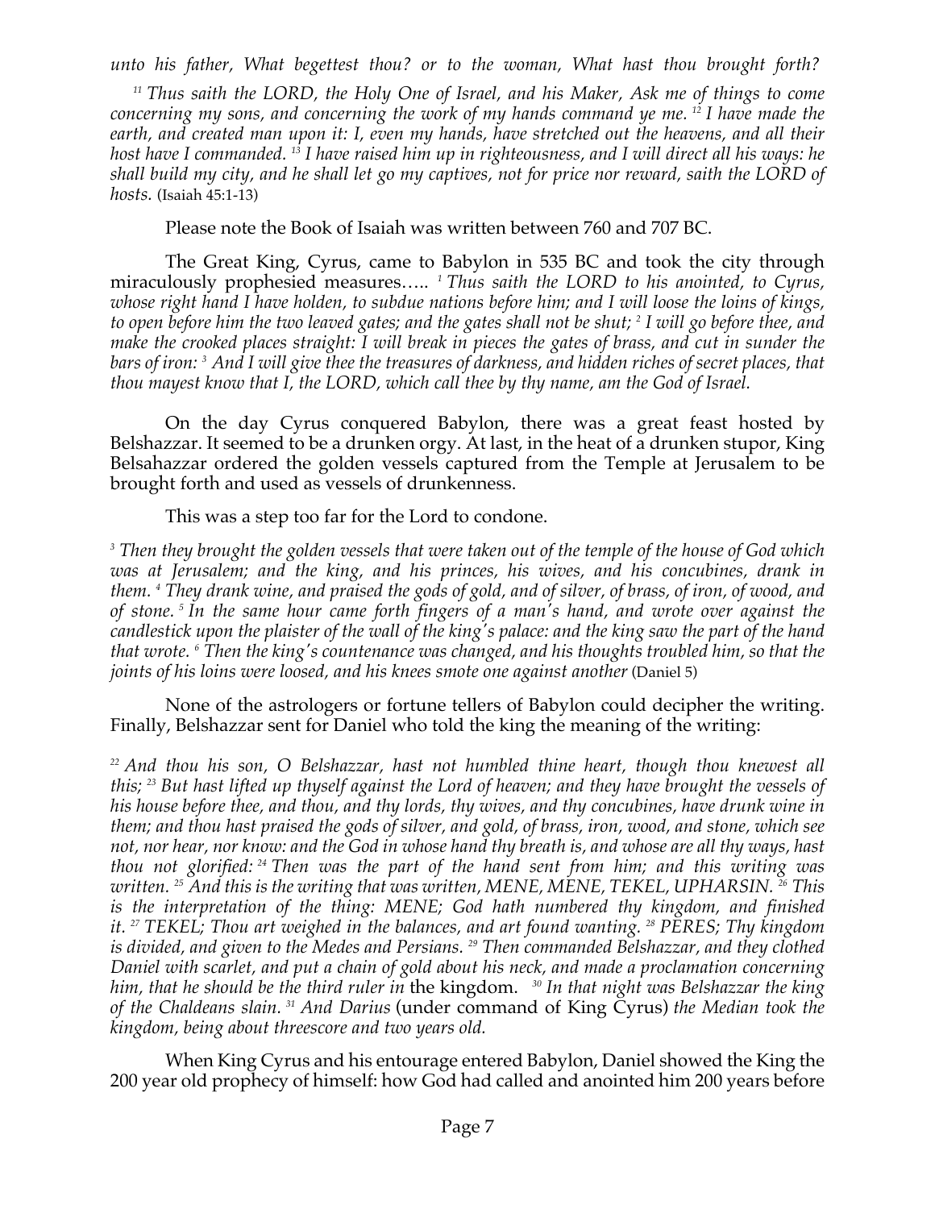*unto his father, What begettest thou? or to the woman, What hast thou brought forth?*

*[11] Thus saith the LORD, the Holy One of Israel, and his Maker, Ask me of things to come concerning my sons, and concerning the work of my hands command ye me. [12] I have made the earth, and created man upon it: I, even my hands, have stretched out the heavens, and all their host have I commanded. [13] I have raised him up in righteousness, and I will direct all his ways: he shall build my city, and he shall let go my captives, not for price nor reward, saith the LORD of hosts.* (Isaiah 45:1-13)

Please note the Book of Isaiah was written between 760 and 707 BC.

The Great King, Cyrus, came to Babylon in 535 BC and took the city through miraculously prophesied measures….. *[1] Thus saith the LORD to his anointed, to Cyrus, whose right hand I have holden, to subdue nations before him; and I will loose the loins of kings, to open before him the two leaved gates; and the gates shall not be shut; [2] I will go before thee, and make the crooked places straight: I will break in pieces the gates of brass, and cut in sunder the bars of iron: [3] And I will give thee the treasures of darkness, and hidden riches of secret places, that thou mayest know that I, the LORD, which call thee by thy name, am the God of Israel.*

On the day Cyrus conquered Babylon, there was a great feast hosted by Belshazzar. It seemed to be a drunken orgy. At last, in the heat of a drunken stupor, King Belsahazzar ordered the golden vessels captured from the Temple at Jerusalem to be brought forth and used as vessels of drunkenness.

This was a step too far for the Lord to condone.

*[3] Then they brought the golden vessels that were taken out of the temple of the house of God which was at Jerusalem; and the king, and his princes, his wives, and his concubines, drank in them. [4] They drank wine, and praised the gods of gold, and of silver, of brass, of iron, of wood, and of stone. [5] In the same hour came forth fingers of a man's hand, and wrote over against the candlestick upon the plaister of the wall of the king's palace: and the king saw the part of the hand that wrote. [6] Then the king's countenance was changed, and his thoughts troubled him, so that the joints of his loins were loosed, and his knees smote one against another* (Daniel 5)

None of the astrologers or fortune tellers of Babylon could decipher the writing. Finally, Belshazzar sent for Daniel who told the king the meaning of the writing:

*[22] And thou his son, O Belshazzar, hast not humbled thine heart, though thou knewest all this; [23] But hast lifted up thyself against the Lord of heaven; and they have brought the vessels of his house before thee, and thou, and thy lords, thy wives, and thy concubines, have drunk wine in them; and thou hast praised the gods of silver, and gold, of brass, iron, wood, and stone, which see not, nor hear, nor know: and the God in whose hand thy breath is, and whose are all thy ways, hast thou not glorified: [24] Then was the part of the hand sent from him; and this writing was written. [25] And this is the writing that was written, MENE, MENE, TEKEL, UPHARSIN. [26] This is the interpretation of the thing: MENE; God hath numbered thy kingdom, and finished it. [27] TEKEL; Thou art weighed in the balances, and art found wanting. [28] PERES; Thy kingdom is divided, and given to the Medes and Persians. [29] Then commanded Belshazzar, and they clothed Daniel with scarlet, and put a chain of gold about his neck, and made a proclamation concerning him, that he should be the third ruler in* the kingdom. *[30] In that night was Belshazzar the king of the Chaldeans slain. [31] And Darius* (under command of King Cyrus) *the Median took the kingdom, being about threescore and two years old.*

When King Cyrus and his entourage entered Babylon, Daniel showed the King the 200 year old prophecy of himself: how God had called and anointed him 200 years before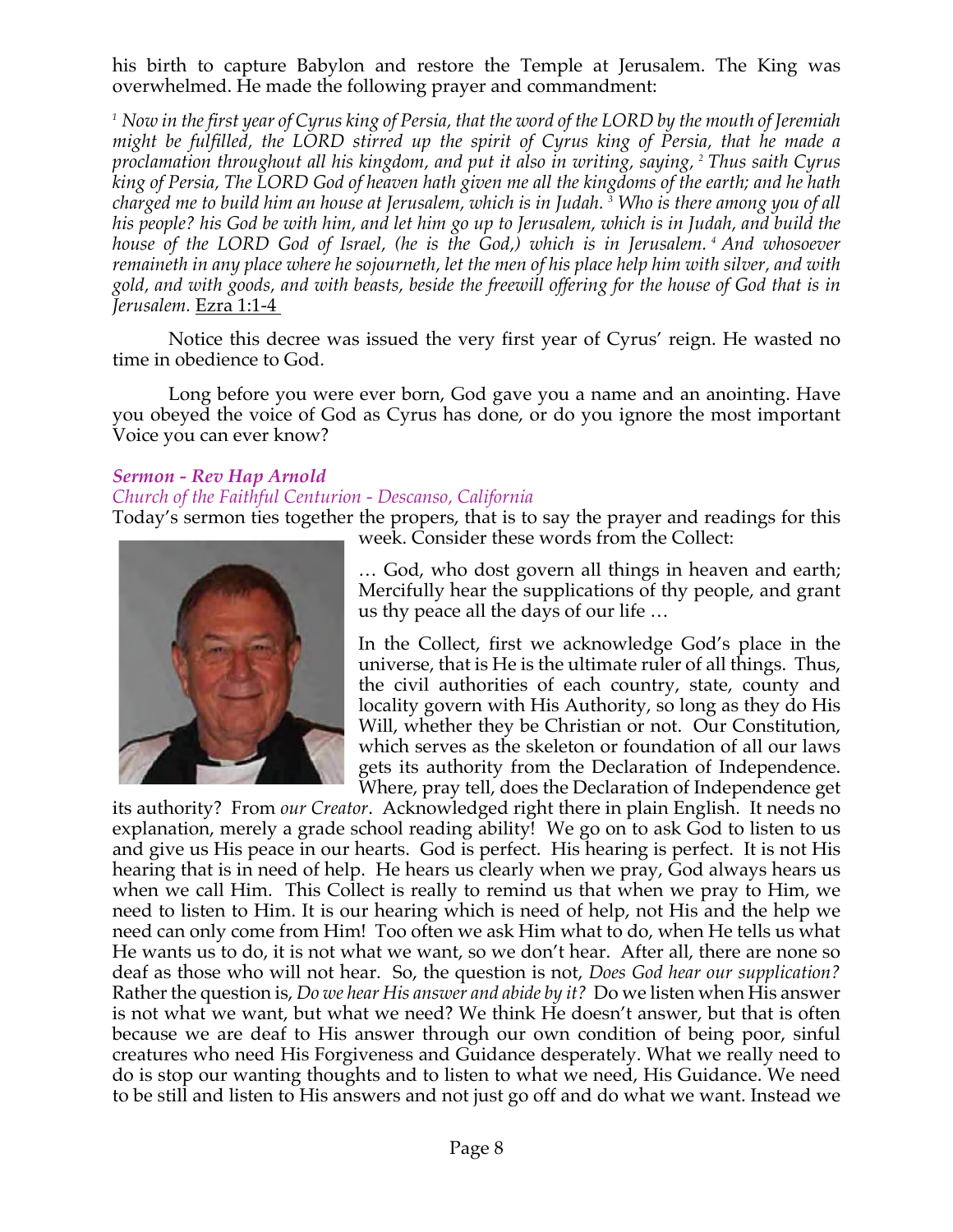his birth to capture Babylon and restore the Temple at Jerusalem. The King was overwhelmed. He made the following prayer and commandment:

*[1] Now in the first year of Cyrus king of Persia, that the word of the LORD by the mouth of Jeremiah might be fulfilled, the LORD stirred up the spirit of Cyrus king of Persia, that he made a proclamation throughout all his kingdom, and put it also in writing, saying, [2] Thus saith Cyrus king of Persia, The LORD God of heaven hath given me all the kingdoms of the earth; and he hath charged me to build him an house at Jerusalem, which is in Judah. [3] Who is there among you of all his people? his God be with him, and let him go up to Jerusalem, which is in Judah, and build the house of the LORD God of Israel, (he is the God,) which is in Jerusalem. [4] And whosoever remaineth in any place where he sojourneth, let the men of his place help him with silver, and with gold, and with goods, and with beasts, beside the freewill offering for the house of God that is in Jerusalem.* Ezra 1:1-4

Notice this decree was issued the very first year of Cyrus' reign. He wasted no time in obedience to God.

Long before you were ever born, God gave you a name and an anointing. Have you obeyed the voice of God as Cyrus has done, or do you ignore the most important Voice you can ever know?

### *Sermon - Rev Hap Arnold*

*Church of the Faithful Centurion - Descanso, California*

Today's sermon ties together the propers, that is to say the prayer and readings for this week. Consider these words from the Collect:

… God, who dost govern all things in heaven and earth; Mercifully hear the supplications of thy people, and grant us thy peace all the days of our life …

In the Collect, first we acknowledge God's place in the universe, that is He is the ultimate ruler of all things. Thus, the civil authorities of each country, state, county and locality govern with His Authority, so long as they do His Will, whether they be Christian or not. Our Constitution, which serves as the skeleton or foundation of all our laws gets its authority from the Declaration of Independence. Where, pray tell, does the Declaration of Independence get its authority? From *our Creator*. Acknowledged right there in plain English. It needs no explanation, merely a grade school reading ability! We go on to ask God to listen to us and give us His peace in our hearts. God is perfect. His hearing is perfect. It is not His hearing that is in need of help. He hears us clearly when we pray, God always hears us when we call Him. This Collect is really to remind us that when we pray to Him, we need to listen to Him. It is our hearing which is need of help, not His and the help we need can only come from Him! Too often we ask Him what to do, when He tells us what He wants us to do, it is not what we want, so we don't hear. After all, there are none so deaf as those who will not hear. So, the question is not, *Does God hear our supplication?* Rather the question is, *Do we hear His answer and abide by it?* Do we listen when His answer is not what we want, but what we need? We think He doesn't answer, but that is often because we are deaf to His answer through our own condition of being poor, sinful creatures who need His Forgiveness and Guidance desperately. What we really need to do is stop our wanting thoughts and to listen to what we need, His Guidance. We need to be still and listen to His answers and not just go off and do what we want. Instead we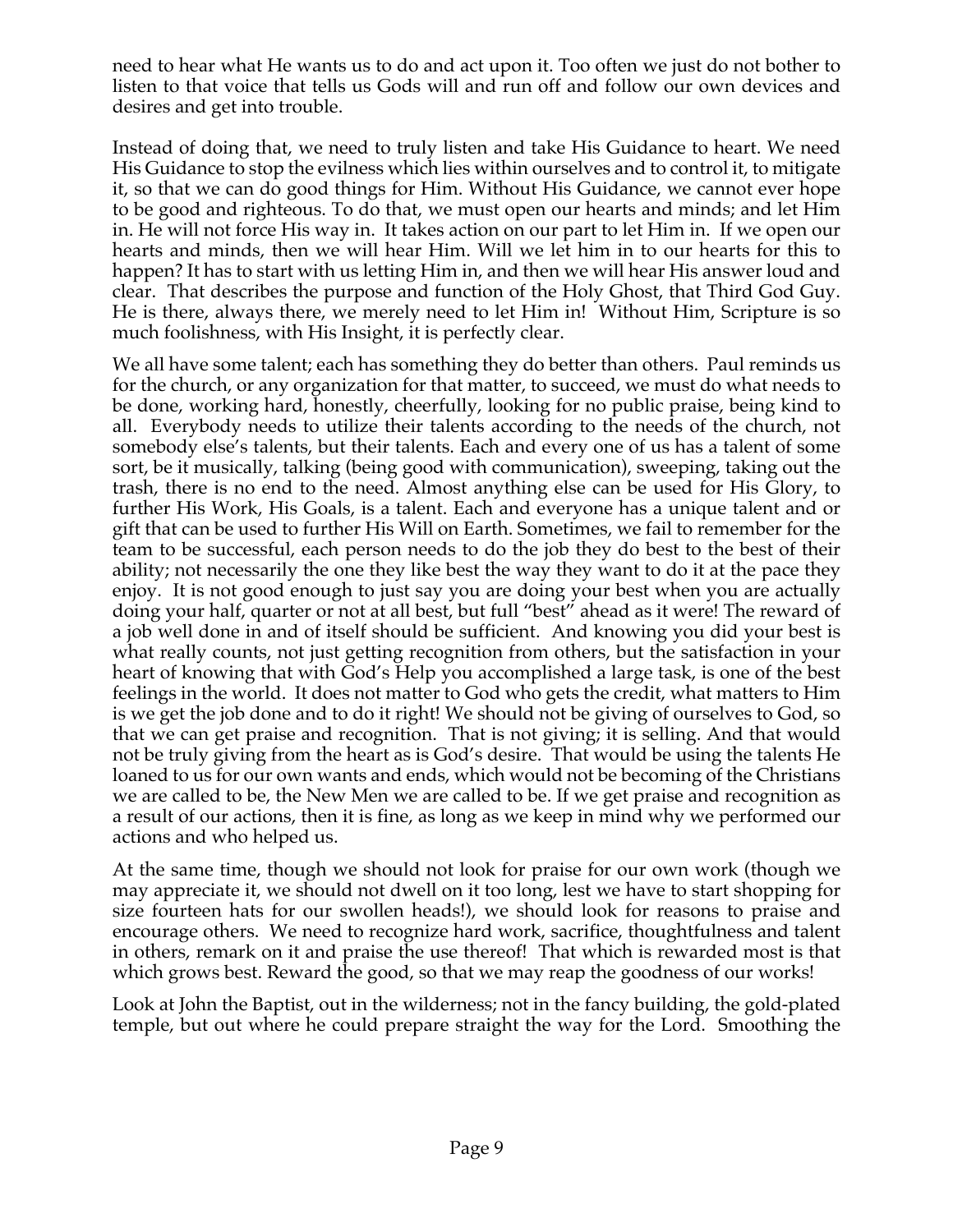need to hear what He wants us to do and act upon it. Too often we just do not bother to listen to that voice that tells us Gods will and run off and follow our own devices and desires and get into trouble.

Instead of doing that, we need to truly listen and take His Guidance to heart. We need His Guidance to stop the evilness which lies within ourselves and to control it, to mitigate it, so that we can do good things for Him. Without His Guidance, we cannot ever hope to be good and righteous. To do that, we must open our hearts and minds; and let Him in. He will not force His way in. It takes action on our part to let Him in. If we open our hearts and minds, then we will hear Him. Will we let him in to our hearts for this to happen? It has to start with us letting Him in, and then we will hear His answer loud and clear. That describes the purpose and function of the Holy Ghost, that Third God Guy. He is there, always there, we merely need to let Him in! Without Him, Scripture is so much foolishness, with His Insight, it is perfectly clear.

We all have some talent; each has something they do better than others. Paul reminds us for the church, or any organization for that matter, to succeed, we must do what needs to be done, working hard, honestly, cheerfully, looking for no public praise, being kind to all. Everybody needs to utilize their talents according to the needs of the church, not somebody else's talents, but their talents. Each and every one of us has a talent of some sort, be it musically, talking (being good with communication), sweeping, taking out the trash, there is no end to the need. Almost anything else can be used for His Glory, to further His Work, His Goals, is a talent. Each and everyone has a unique talent and or gift that can be used to further His Will on Earth. Sometimes, we fail to remember for the team to be successful, each person needs to do the job they do best to the best of their ability; not necessarily the one they like best the way they want to do it at the pace they enjoy. It is not good enough to just say you are doing your best when you are actually doing your half, quarter or not at all best, but full "best" ahead as it were! The reward of a job well done in and of itself should be sufficient. And knowing you did your best is what really counts, not just getting recognition from others, but the satisfaction in your heart of knowing that with God's Help you accomplished a large task, is one of the best feelings in the world. It does not matter to God who gets the credit, what matters to Him is we get the job done and to do it right! We should not be giving of ourselves to God, so that we can get praise and recognition. That is not giving; it is selling. And that would not be truly giving from the heart as is God's desire. That would be using the talents He loaned to us for our own wants and ends, which would not be becoming of the Christians we are called to be, the New Men we are called to be. If we get praise and recognition as a result of our actions, then it is fine, as long as we keep in mind why we performed our actions and who helped us.

At the same time, though we should not look for praise for our own work (though we may appreciate it, we should not dwell on it too long, lest we have to start shopping for size fourteen hats for our swollen heads!), we should look for reasons to praise and encourage others. We need to recognize hard work, sacrifice, thoughtfulness and talent in others, remark on it and praise the use thereof! That which is rewarded most is that which grows best. Reward the good, so that we may reap the goodness of our works!

Look at John the Baptist, out in the wilderness; not in the fancy building, the gold-plated temple, but out where he could prepare straight the way for the Lord. Smoothing the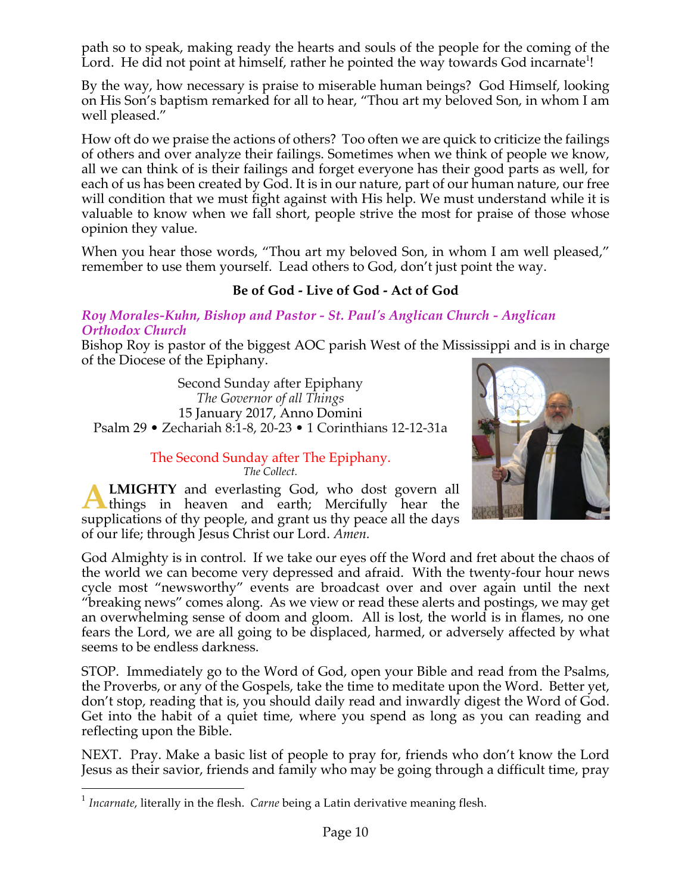path so to speak, making ready the hearts and souls of the people for the coming of the Lord. He did not point at himself, rather he pointed the way towards God incarnate[1]!

By the way, how necessary is praise to miserable human beings? God Himself, looking on His Son's baptism remarked for all to hear, "Thou art my beloved Son, in whom I am well pleased."

How oft do we praise the actions of others? Too often we are quick to criticize the failings of others and over analyze their failings. Sometimes when we think of people we know, all we can think of is their failings and forget everyone has their good parts as well, for each of us has been created by God. It is in our nature, part of our human nature, our free will condition that we must fight against with His help. We must understand while it is valuable to know when we fall short, people strive the most for praise of those whose opinion they value.

When you hear those words, "Thou art my beloved Son, in whom I am well pleased," remember to use them yourself. Lead others to God, don't just point the way.

**Be of God - Live of God - Act of God**

***Roy Morales-Kuhn, Bishop and Pastor - St. Paul's Anglican Church - Anglican Orthodox Church***

Bishop Roy is pastor of the biggest AOC parish West of the Mississippi and is in charge of the Diocese of the Epiphany.

Second Sunday after Epiphany
*The Governor of all Things*
15 January 2017, Anno Domini
Psalm 29 • Zechariah 8:1-8, 20-23 • 1 Corinthians 12-12-31a

The Second Sunday after The Epiphany.
*The Collect.*

**ALMIGHTY** and everlasting God, who dost govern all things in heaven and earth; Mercifully hear the supplications of thy people, and grant us thy peace all the days of our life; through Jesus Christ our Lord. *Amen.*

God Almighty is in control. If we take our eyes off the Word and fret about the chaos of the world we can become very depressed and afraid. With the twenty-four hour news cycle most "newsworthy" events are broadcast over and over again until the next "breaking news" comes along. As we view or read these alerts and postings, we may get an overwhelming sense of doom and gloom. All is lost, the world is in flames, no one fears the Lord, we are all going to be displaced, harmed, or adversely affected by what seems to be endless darkness.

STOP. Immediately go to the Word of God, open your Bible and read from the Psalms, the Proverbs, or any of the Gospels, take the time to meditate upon the Word. Better yet, don't stop, reading that is, you should daily read and inwardly digest the Word of God. Get into the habit of a quiet time, where you spend as long as you can reading and reflecting upon the Bible.

NEXT. Pray. Make a basic list of people to pray for, friends who don't know the Lord Jesus as their savior, friends and family who may be going through a difficult time, pray

[1] *Incarnate*, literally in the flesh. *Carne* being a Latin derivative meaning flesh.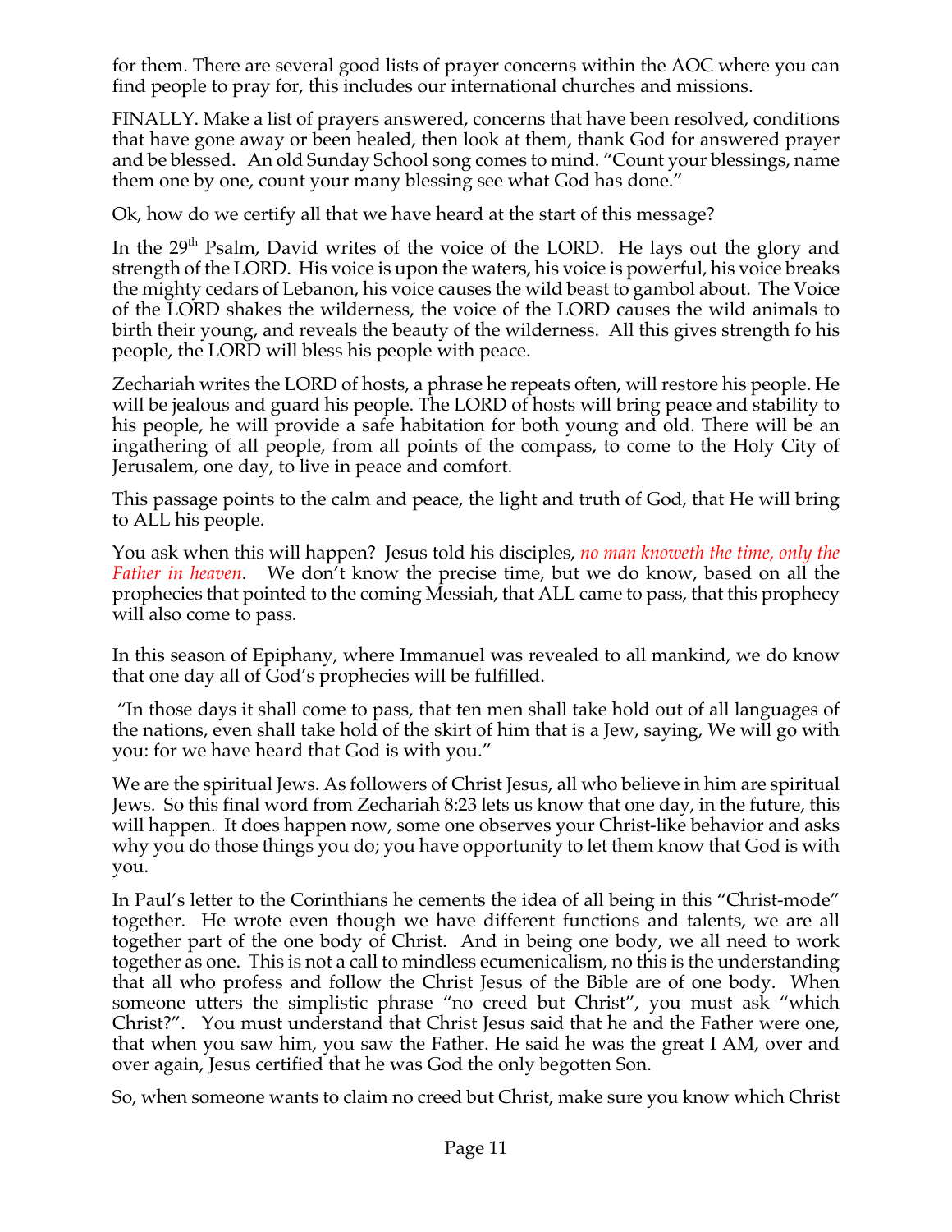for them. There are several good lists of prayer concerns within the AOC where you can find people to pray for, this includes our international churches and missions.

FINALLY. Make a list of prayers answered, concerns that have been resolved, conditions that have gone away or been healed, then look at them, thank God for answered prayer and be blessed. An old Sunday School song comes to mind. "Count your blessings, name them one by one, count your many blessing see what God has done."

Ok, how do we certify all that we have heard at the start of this message?

In the 29th Psalm, David writes of the voice of the LORD. He lays out the glory and strength of the LORD. His voice is upon the waters, his voice is powerful, his voice breaks the mighty cedars of Lebanon, his voice causes the wild beast to gambol about. The Voice of the LORD shakes the wilderness, the voice of the LORD causes the wild animals to birth their young, and reveals the beauty of the wilderness. All this gives strength fo his people, the LORD will bless his people with peace.

Zechariah writes the LORD of hosts, a phrase he repeats often, will restore his people. He will be jealous and guard his people. The LORD of hosts will bring peace and stability to his people, he will provide a safe habitation for both young and old. There will be an ingathering of all people, from all points of the compass, to come to the Holy City of Jerusalem, one day, to live in peace and comfort.

This passage points to the calm and peace, the light and truth of God, that He will bring to ALL his people.

You ask when this will happen? Jesus told his disciples, *no man knoweth the time, only the Father in heaven*. We don't know the precise time, but we do know, based on all the prophecies that pointed to the coming Messiah, that ALL came to pass, that this prophecy will also come to pass.

In this season of Epiphany, where Immanuel was revealed to all mankind, we do know that one day all of God's prophecies will be fulfilled.

"In those days it shall come to pass, that ten men shall take hold out of all languages of the nations, even shall take hold of the skirt of him that is a Jew, saying, We will go with you: for we have heard that God is with you."

We are the spiritual Jews. As followers of Christ Jesus, all who believe in him are spiritual Jews. So this final word from Zechariah 8:23 lets us know that one day, in the future, this will happen. It does happen now, some one observes your Christ-like behavior and asks why you do those things you do; you have opportunity to let them know that God is with you.

In Paul's letter to the Corinthians he cements the idea of all being in this "Christ-mode" together. He wrote even though we have different functions and talents, we are all together part of the one body of Christ. And in being one body, we all need to work together as one. This is not a call to mindless ecumenicalism, no this is the understanding that all who profess and follow the Christ Jesus of the Bible are of one body. When someone utters the simplistic phrase "no creed but Christ", you must ask "which Christ?". You must understand that Christ Jesus said that he and the Father were one, that when you saw him, you saw the Father. He said he was the great I AM, over and over again, Jesus certified that he was God the only begotten Son.

So, when someone wants to claim no creed but Christ, make sure you know which Christ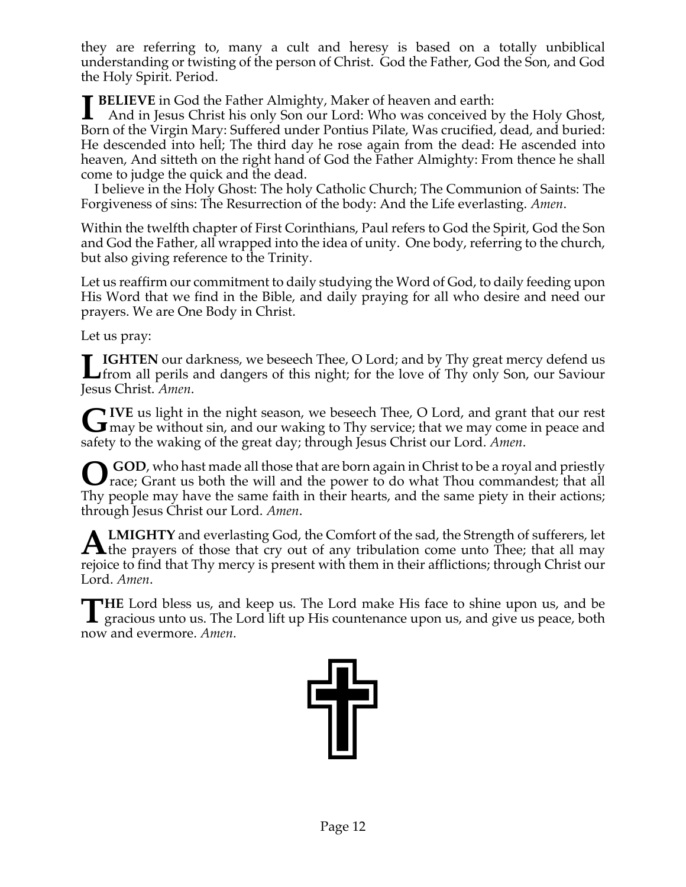they are referring to, many a cult and heresy is based on a totally unbiblical understanding or twisting of the person of Christ. God the Father, God the Son, and God the Holy Spirit. Period.

**I BELIEVE** in God the Father Almighty, Maker of heaven and earth:
  And in Jesus Christ his only Son our Lord: Who was conceived by the Holy Ghost, Born of the Virgin Mary: Suffered under Pontius Pilate, Was crucified, dead, and buried: He descended into hell; The third day he rose again from the dead: He ascended into heaven, And sitteth on the right hand of God the Father Almighty: From thence he shall come to judge the quick and the dead.
  I believe in the Holy Ghost: The holy Catholic Church; The Communion of Saints: The Forgiveness of sins: The Resurrection of the body: And the Life everlasting. *Amen*.

Within the twelfth chapter of First Corinthians, Paul refers to God the Spirit, God the Son and God the Father, all wrapped into the idea of unity. One body, referring to the church, but also giving reference to the Trinity.

Let us reaffirm our commitment to daily studying the Word of God, to daily feeding upon His Word that we find in the Bible, and daily praying for all who desire and need our prayers. We are One Body in Christ.

Let us pray:

**LIGHTEN** our darkness, we beseech Thee, O Lord; and by Thy great mercy defend us from all perils and dangers of this night; for the love of Thy only Son, our Saviour Jesus Christ. *Amen*.

**GIVE** us light in the night season, we beseech Thee, O Lord, and grant that our rest may be without sin, and our waking to Thy service; that we may come in peace and safety to the waking of the great day; through Jesus Christ our Lord. *Amen*.

**O GOD**, who hast made all those that are born again in Christ to be a royal and priestly race; Grant us both the will and the power to do what Thou commandest; that all Thy people may have the same faith in their hearts, and the same piety in their actions; through Jesus Christ our Lord. *Amen*.

**ALMIGHTY** and everlasting God, the Comfort of the sad, the Strength of sufferers, let the prayers of those that cry out of any tribulation come unto Thee; that all may rejoice to find that Thy mercy is present with them in their afflictions; through Christ our Lord. *Amen*.

**THE** Lord bless us, and keep us. The Lord make His face to shine upon us, and be gracious unto us. The Lord lift up His countenance upon us, and give us peace, both now and evermore. *Amen*.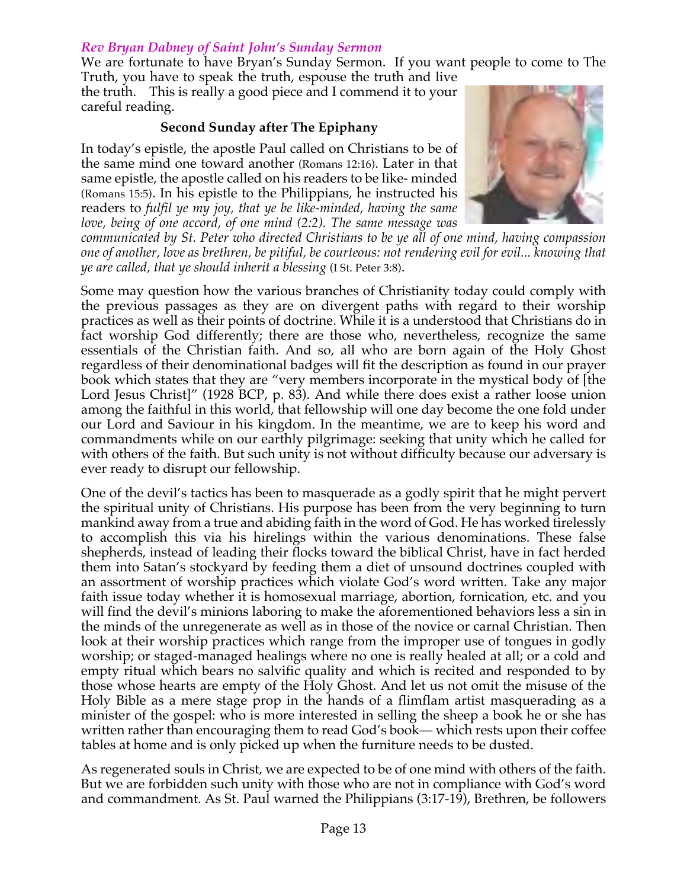### *Rev Bryan Dabney of Saint John's Sunday Sermon*

We are fortunate to have Bryan's Sunday Sermon. If you want people to come to The Truth, you have to speak the truth, espouse the truth and live the truth. This is really a good piece and I commend it to your careful reading.

**Second Sunday after The Epiphany**

In today's epistle, the apostle Paul called on Christians to be of the same mind one toward another (Romans 12:16). Later in that same epistle, the apostle called on his readers to be like- minded (Romans 15:5). In his epistle to the Philippians, he instructed his readers to *fulfil ye my joy, that ye be like-minded, having the same love, being of one accord, of one mind (2:2). The same message was communicated by St. Peter who directed Christians to be ye all of one mind, having compassion one of another, love as brethren, be pitiful, be courteous: not rendering evil for evil... knowing that ye are called, that ye should inherit a blessing* (I St. Peter 3:8).

Some may question how the various branches of Christianity today could comply with the previous passages as they are on divergent paths with regard to their worship practices as well as their points of doctrine. While it is a understood that Christians do in fact worship God differently; there are those who, nevertheless, recognize the same essentials of the Christian faith. And so, all who are born again of the Holy Ghost regardless of their denominational badges will fit the description as found in our prayer book which states that they are "very members incorporate in the mystical body of [the Lord Jesus Christ]" (1928 BCP, p. 83). And while there does exist a rather loose union among the faithful in this world, that fellowship will one day become the one fold under our Lord and Saviour in his kingdom. In the meantime, we are to keep his word and commandments while on our earthly pilgrimage: seeking that unity which he called for with others of the faith. But such unity is not without difficulty because our adversary is ever ready to disrupt our fellowship.

One of the devil's tactics has been to masquerade as a godly spirit that he might pervert the spiritual unity of Christians. His purpose has been from the very beginning to turn mankind away from a true and abiding faith in the word of God. He has worked tirelessly to accomplish this via his hirelings within the various denominations. These false shepherds, instead of leading their flocks toward the biblical Christ, have in fact herded them into Satan's stockyard by feeding them a diet of unsound doctrines coupled with an assortment of worship practices which violate God's word written. Take any major faith issue today whether it is homosexual marriage, abortion, fornication, etc. and you will find the devil's minions laboring to make the aforementioned behaviors less a sin in the minds of the unregenerate as well as in those of the novice or carnal Christian. Then look at their worship practices which range from the improper use of tongues in godly worship; or staged-managed healings where no one is really healed at all; or a cold and empty ritual which bears no salvific quality and which is recited and responded to by those whose hearts are empty of the Holy Ghost. And let us not omit the misuse of the Holy Bible as a mere stage prop in the hands of a flimflam artist masquerading as a minister of the gospel: who is more interested in selling the sheep a book he or she has written rather than encouraging them to read God's book— which rests upon their coffee tables at home and is only picked up when the furniture needs to be dusted.

As regenerated souls in Christ, we are expected to be of one mind with others of the faith. But we are forbidden such unity with those who are not in compliance with God's word and commandment. As St. Paul warned the Philippians (3:17-19), Brethren, be followers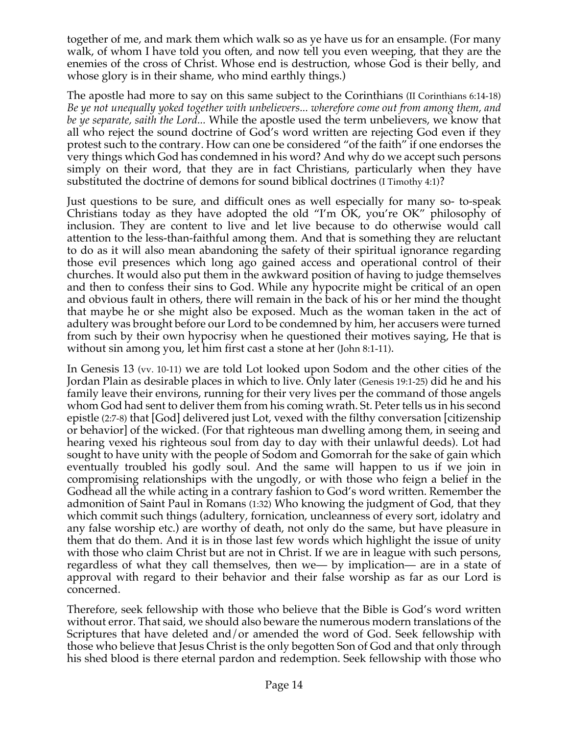together of me, and mark them which walk so as ye have us for an ensample. (For many walk, of whom I have told you often, and now tell you even weeping, that they are the enemies of the cross of Christ. Whose end is destruction, whose God is their belly, and whose glory is in their shame, who mind earthly things.)

The apostle had more to say on this same subject to the Corinthians (II Corinthians 6:14-18) *Be ye not unequally yoked together with unbelievers... wherefore come out from among them, and be ye separate, saith the Lord...* While the apostle used the term unbelievers, we know that all who reject the sound doctrine of God's word written are rejecting God even if they protest such to the contrary. How can one be considered "of the faith" if one endorses the very things which God has condemned in his word? And why do we accept such persons simply on their word, that they are in fact Christians, particularly when they have substituted the doctrine of demons for sound biblical doctrines (I Timothy 4:1)?

Just questions to be sure, and difficult ones as well especially for many so- to-speak Christians today as they have adopted the old "I'm OK, you're OK" philosophy of inclusion. They are content to live and let live because to do otherwise would call attention to the less-than-faithful among them. And that is something they are reluctant to do as it will also mean abandoning the safety of their spiritual ignorance regarding those evil presences which long ago gained access and operational control of their churches. It would also put them in the awkward position of having to judge themselves and then to confess their sins to God. While any hypocrite might be critical of an open and obvious fault in others, there will remain in the back of his or her mind the thought that maybe he or she might also be exposed. Much as the woman taken in the act of adultery was brought before our Lord to be condemned by him, her accusers were turned from such by their own hypocrisy when he questioned their motives saying, He that is without sin among you, let him first cast a stone at her (John 8:1-11).

In Genesis 13 (vv. 10-11) we are told Lot looked upon Sodom and the other cities of the Jordan Plain as desirable places in which to live. Only later (Genesis 19:1-25) did he and his family leave their environs, running for their very lives per the command of those angels whom God had sent to deliver them from his coming wrath. St. Peter tells us in his second epistle (2:7-8) that [God] delivered just Lot, vexed with the filthy conversation [citizenship or behavior] of the wicked. (For that righteous man dwelling among them, in seeing and hearing vexed his righteous soul from day to day with their unlawful deeds). Lot had sought to have unity with the people of Sodom and Gomorrah for the sake of gain which eventually troubled his godly soul. And the same will happen to us if we join in compromising relationships with the ungodly, or with those who feign a belief in the Godhead all the while acting in a contrary fashion to God's word written. Remember the admonition of Saint Paul in Romans (1:32) Who knowing the judgment of God, that they which commit such things (adultery, fornication, uncleanness of every sort, idolatry and any false worship etc.) are worthy of death, not only do the same, but have pleasure in them that do them. And it is in those last few words which highlight the issue of unity with those who claim Christ but are not in Christ. If we are in league with such persons, regardless of what they call themselves, then we— by implication— are in a state of approval with regard to their behavior and their false worship as far as our Lord is concerned.

Therefore, seek fellowship with those who believe that the Bible is God's word written without error. That said, we should also beware the numerous modern translations of the Scriptures that have deleted and/or amended the word of God. Seek fellowship with those who believe that Jesus Christ is the only begotten Son of God and that only through his shed blood is there eternal pardon and redemption. Seek fellowship with those who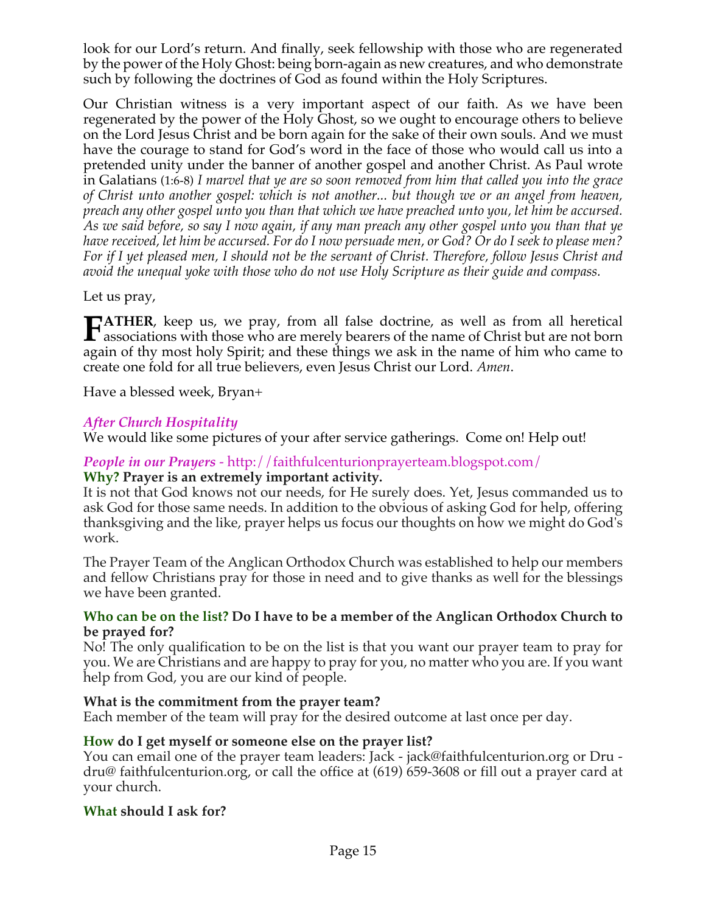look for our Lord's return. And finally, seek fellowship with those who are regenerated by the power of the Holy Ghost: being born-again as new creatures, and who demonstrate such by following the doctrines of God as found within the Holy Scriptures.

Our Christian witness is a very important aspect of our faith. As we have been regenerated by the power of the Holy Ghost, so we ought to encourage others to believe on the Lord Jesus Christ and be born again for the sake of their own souls. And we must have the courage to stand for God's word in the face of those who would call us into a pretended unity under the banner of another gospel and another Christ. As Paul wrote in Galatians (1:6-8) *I marvel that ye are so soon removed from him that called you into the grace of Christ unto another gospel: which is not another... but though we or an angel from heaven, preach any other gospel unto you than that which we have preached unto you, let him be accursed. As we said before, so say I now again, if any man preach any other gospel unto you than that ye have received, let him be accursed. For do I now persuade men, or God? Or do I seek to please men? For if I yet pleased men, I should not be the servant of Christ. Therefore, follow Jesus Christ and avoid the unequal yoke with those who do not use Holy Scripture as their guide and compass.*

Let us pray,

**FATHER**, keep us, we pray, from all false doctrine, as well as from all heretical associations with those who are merely bearers of the name of Christ but are not born again of thy most holy Spirit; and these things we ask in the name of him who came to create one fold for all true believers, even Jesus Christ our Lord. *Amen*.

Have a blessed week, Bryan+

### *After Church Hospitality*

We would like some pictures of your after service gatherings. Come on! Help out!

### *People in our Prayers* - http://faithfulcenturionprayerteam.blogspot.com/

**Why? Prayer is an extremely important activity.**

It is not that God knows not our needs, for He surely does. Yet, Jesus commanded us to ask God for those same needs. In addition to the obvious of asking God for help, offering thanksgiving and the like, prayer helps us focus our thoughts on how we might do God's work.

The Prayer Team of the Anglican Orthodox Church was established to help our members and fellow Christians pray for those in need and to give thanks as well for the blessings we have been granted.

**Who can be on the list? Do I have to be a member of the Anglican Orthodox Church to be prayed for?**

No! The only qualification to be on the list is that you want our prayer team to pray for you. We are Christians and are happy to pray for you, no matter who you are. If you want help from God, you are our kind of people.

**What is the commitment from the prayer team?**

Each member of the team will pray for the desired outcome at last once per day.

**How do I get myself or someone else on the prayer list?**

You can email one of the prayer team leaders: Jack - jack@faithfulcenturion.org or Dru - dru@ faithfulcenturion.org, or call the office at (619) 659-3608 or fill out a prayer card at your church.

**What should I ask for?**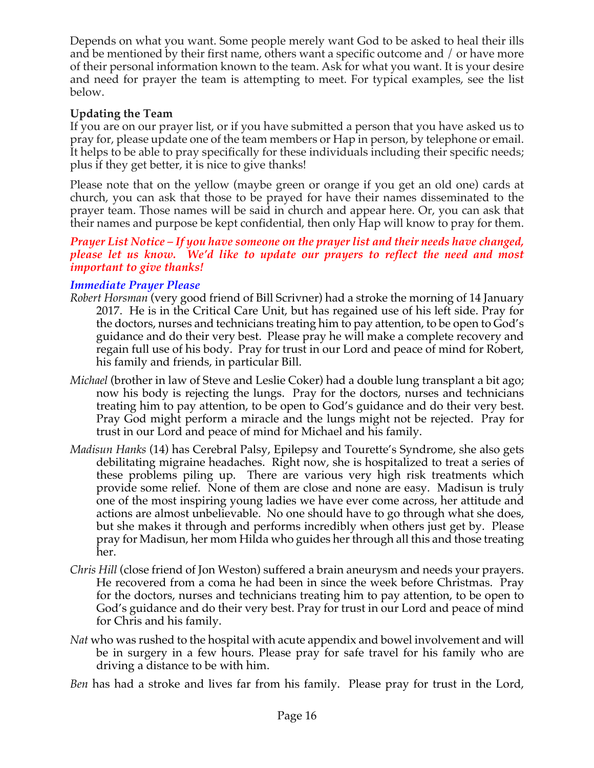Depends on what you want. Some people merely want God to be asked to heal their ills and be mentioned by their first name, others want a specific outcome and / or have more of their personal information known to the team. Ask for what you want. It is your desire and need for prayer the team is attempting to meet. For typical examples, see the list below.

**Updating the Team**

If you are on our prayer list, or if you have submitted a person that you have asked us to pray for, please update one of the team members or Hap in person, by telephone or email. It helps to be able to pray specifically for these individuals including their specific needs; plus if they get better, it is nice to give thanks!

Please note that on the yellow (maybe green or orange if you get an old one) cards at church, you can ask that those to be prayed for have their names disseminated to the prayer team. Those names will be said in church and appear here. Or, you can ask that their names and purpose be kept confidential, then only Hap will know to pray for them.

***Prayer List Notice – If you have someone on the prayer list and their needs have changed, please let us know. We'd like to update our prayers to reflect the need and most important to give thanks!***

***Immediate Prayer Please***

*Robert Horsman* (very good friend of Bill Scrivner) had a stroke the morning of 14 January 2017. He is in the Critical Care Unit, but has regained use of his left side. Pray for the doctors, nurses and technicians treating him to pay attention, to be open to God's guidance and do their very best. Please pray he will make a complete recovery and regain full use of his body. Pray for trust in our Lord and peace of mind for Robert, his family and friends, in particular Bill.

*Michael* (brother in law of Steve and Leslie Coker) had a double lung transplant a bit ago; now his body is rejecting the lungs. Pray for the doctors, nurses and technicians treating him to pay attention, to be open to God's guidance and do their very best. Pray God might perform a miracle and the lungs might not be rejected. Pray for trust in our Lord and peace of mind for Michael and his family.

*Madisun Hanks* (14) has Cerebral Palsy, Epilepsy and Tourette's Syndrome, she also gets debilitating migraine headaches. Right now, she is hospitalized to treat a series of these problems piling up. There are various very high risk treatments which provide some relief. None of them are close and none are easy. Madisun is truly one of the most inspiring young ladies we have ever come across, her attitude and actions are almost unbelievable. No one should have to go through what she does, but she makes it through and performs incredibly when others just get by. Please pray for Madisun, her mom Hilda who guides her through all this and those treating her.

*Chris Hill* (close friend of Jon Weston) suffered a brain aneurysm and needs your prayers. He recovered from a coma he had been in since the week before Christmas. Pray for the doctors, nurses and technicians treating him to pay attention, to be open to God's guidance and do their very best. Pray for trust in our Lord and peace of mind for Chris and his family.

*Nat* who was rushed to the hospital with acute appendix and bowel involvement and will be in surgery in a few hours. Please pray for safe travel for his family who are driving a distance to be with him.

*Ben* has had a stroke and lives far from his family. Please pray for trust in the Lord,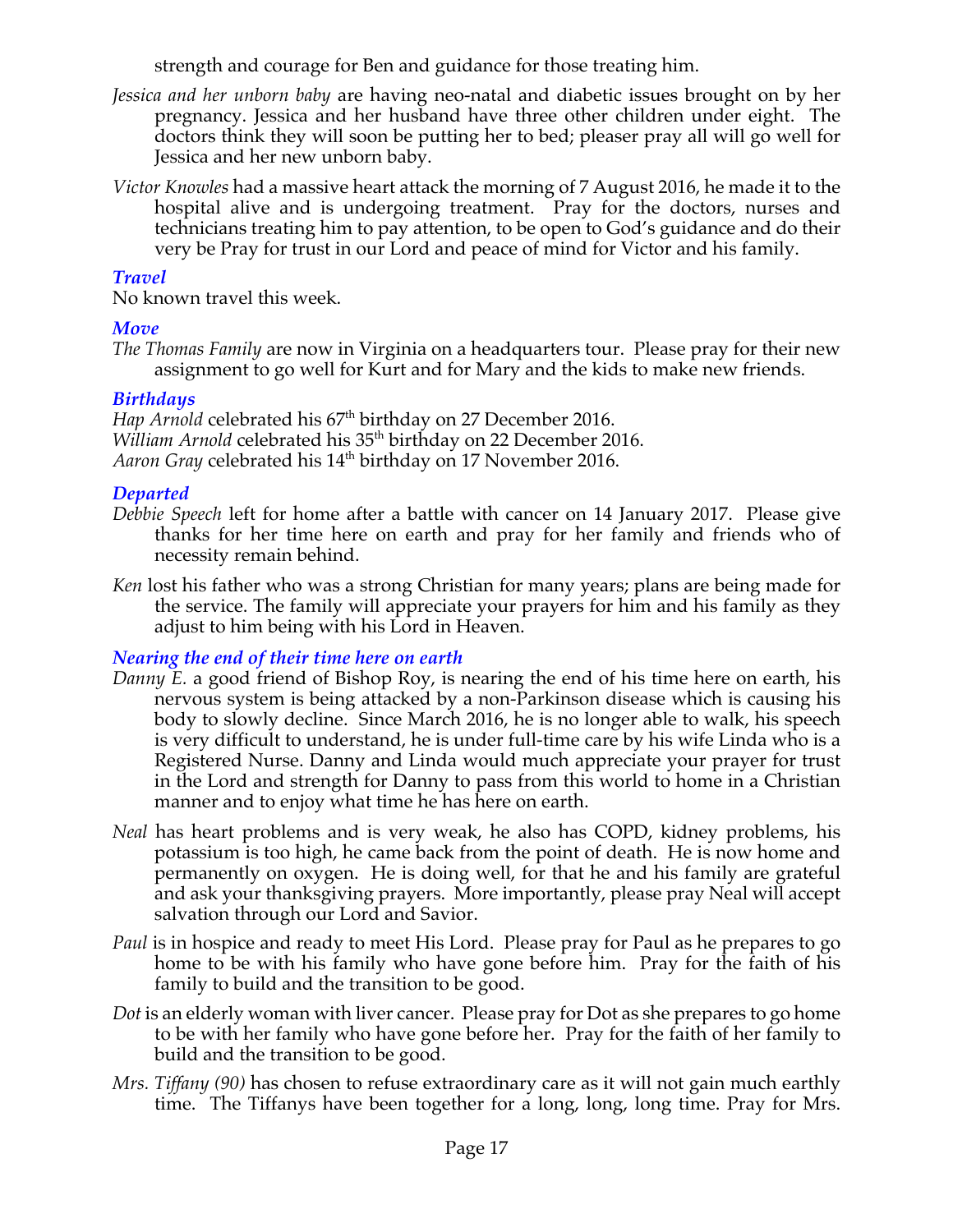strength and courage for Ben and guidance for those treating him.

*Jessica and her unborn baby* are having neo-natal and diabetic issues brought on by her pregnancy. Jessica and her husband have three other children under eight. The doctors think they will soon be putting her to bed; pleaser pray all will go well for Jessica and her new unborn baby.

*Victor Knowles* had a massive heart attack the morning of 7 August 2016, he made it to the hospital alive and is undergoing treatment. Pray for the doctors, nurses and technicians treating him to pay attention, to be open to God's guidance and do their very be Pray for trust in our Lord and peace of mind for Victor and his family.

### *Travel*

No known travel this week.

### *Move*

*The Thomas Family* are now in Virginia on a headquarters tour. Please pray for their new assignment to go well for Kurt and for Mary and the kids to make new friends.

### *Birthdays*

*Hap Arnold* celebrated his 67th birthday on 27 December 2016.
*William Arnold* celebrated his 35th birthday on 22 December 2016.
*Aaron Gray* celebrated his 14th birthday on 17 November 2016.

### *Departed*

*Debbie Speech* left for home after a battle with cancer on 14 January 2017. Please give thanks for her time here on earth and pray for her family and friends who of necessity remain behind.

*Ken* lost his father who was a strong Christian for many years; plans are being made for the service. The family will appreciate your prayers for him and his family as they adjust to him being with his Lord in Heaven.

### *Nearing the end of their time here on earth*

*Danny E.* a good friend of Bishop Roy, is nearing the end of his time here on earth, his nervous system is being attacked by a non-Parkinson disease which is causing his body to slowly decline. Since March 2016, he is no longer able to walk, his speech is very difficult to understand, he is under full-time care by his wife Linda who is a Registered Nurse. Danny and Linda would much appreciate your prayer for trust in the Lord and strength for Danny to pass from this world to home in a Christian manner and to enjoy what time he has here on earth.

*Neal* has heart problems and is very weak, he also has COPD, kidney problems, his potassium is too high, he came back from the point of death. He is now home and permanently on oxygen. He is doing well, for that he and his family are grateful and ask your thanksgiving prayers. More importantly, please pray Neal will accept salvation through our Lord and Savior.

*Paul* is in hospice and ready to meet His Lord. Please pray for Paul as he prepares to go home to be with his family who have gone before him. Pray for the faith of his family to build and the transition to be good.

*Dot* is an elderly woman with liver cancer. Please pray for Dot as she prepares to go home to be with her family who have gone before her. Pray for the faith of her family to build and the transition to be good.

*Mrs. Tiffany (90)* has chosen to refuse extraordinary care as it will not gain much earthly time. The Tiffanys have been together for a long, long, long time. Pray for Mrs.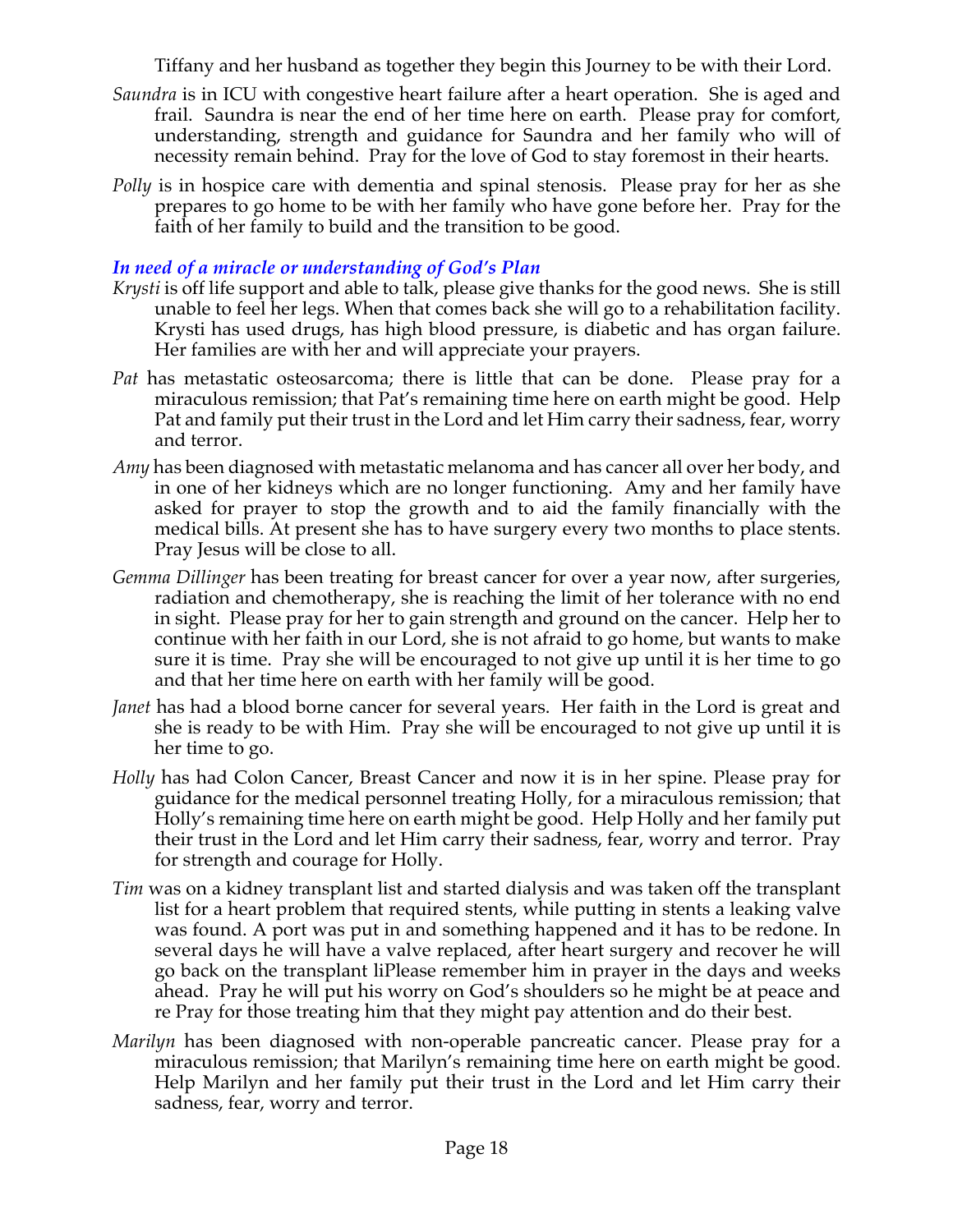Tiffany and her husband as together they begin this Journey to be with their Lord.

*Saundra* is in ICU with congestive heart failure after a heart operation. She is aged and frail. Saundra is near the end of her time here on earth. Please pray for comfort, understanding, strength and guidance for Saundra and her family who will of necessity remain behind. Pray for the love of God to stay foremost in their hearts.

*Polly* is in hospice care with dementia and spinal stenosis. Please pray for her as she prepares to go home to be with her family who have gone before her. Pray for the faith of her family to build and the transition to be good.

### *In need of a miracle or understanding of God's Plan*

*Krysti* is off life support and able to talk, please give thanks for the good news. She is still unable to feel her legs. When that comes back she will go to a rehabilitation facility. Krysti has used drugs, has high blood pressure, is diabetic and has organ failure. Her families are with her and will appreciate your prayers.

*Pat* has metastatic osteosarcoma; there is little that can be done. Please pray for a miraculous remission; that Pat's remaining time here on earth might be good. Help Pat and family put their trust in the Lord and let Him carry their sadness, fear, worry and terror.

*Amy* has been diagnosed with metastatic melanoma and has cancer all over her body, and in one of her kidneys which are no longer functioning. Amy and her family have asked for prayer to stop the growth and to aid the family financially with the medical bills. At present she has to have surgery every two months to place stents. Pray Jesus will be close to all.

*Gemma Dillinger* has been treating for breast cancer for over a year now, after surgeries, radiation and chemotherapy, she is reaching the limit of her tolerance with no end in sight. Please pray for her to gain strength and ground on the cancer. Help her to continue with her faith in our Lord, she is not afraid to go home, but wants to make sure it is time. Pray she will be encouraged to not give up until it is her time to go and that her time here on earth with her family will be good.

*Janet* has had a blood borne cancer for several years. Her faith in the Lord is great and she is ready to be with Him. Pray she will be encouraged to not give up until it is her time to go.

*Holly* has had Colon Cancer, Breast Cancer and now it is in her spine. Please pray for guidance for the medical personnel treating Holly, for a miraculous remission; that Holly's remaining time here on earth might be good. Help Holly and her family put their trust in the Lord and let Him carry their sadness, fear, worry and terror. Pray for strength and courage for Holly.

*Tim* was on a kidney transplant list and started dialysis and was taken off the transplant list for a heart problem that required stents, while putting in stents a leaking valve was found. A port was put in and something happened and it has to be redone. In several days he will have a valve replaced, after heart surgery and recover he will go back on the transplant liPlease remember him in prayer in the days and weeks ahead. Pray he will put his worry on God's shoulders so he might be at peace and re Pray for those treating him that they might pay attention and do their best.

*Marilyn* has been diagnosed with non-operable pancreatic cancer. Please pray for a miraculous remission; that Marilyn's remaining time here on earth might be good. Help Marilyn and her family put their trust in the Lord and let Him carry their sadness, fear, worry and terror.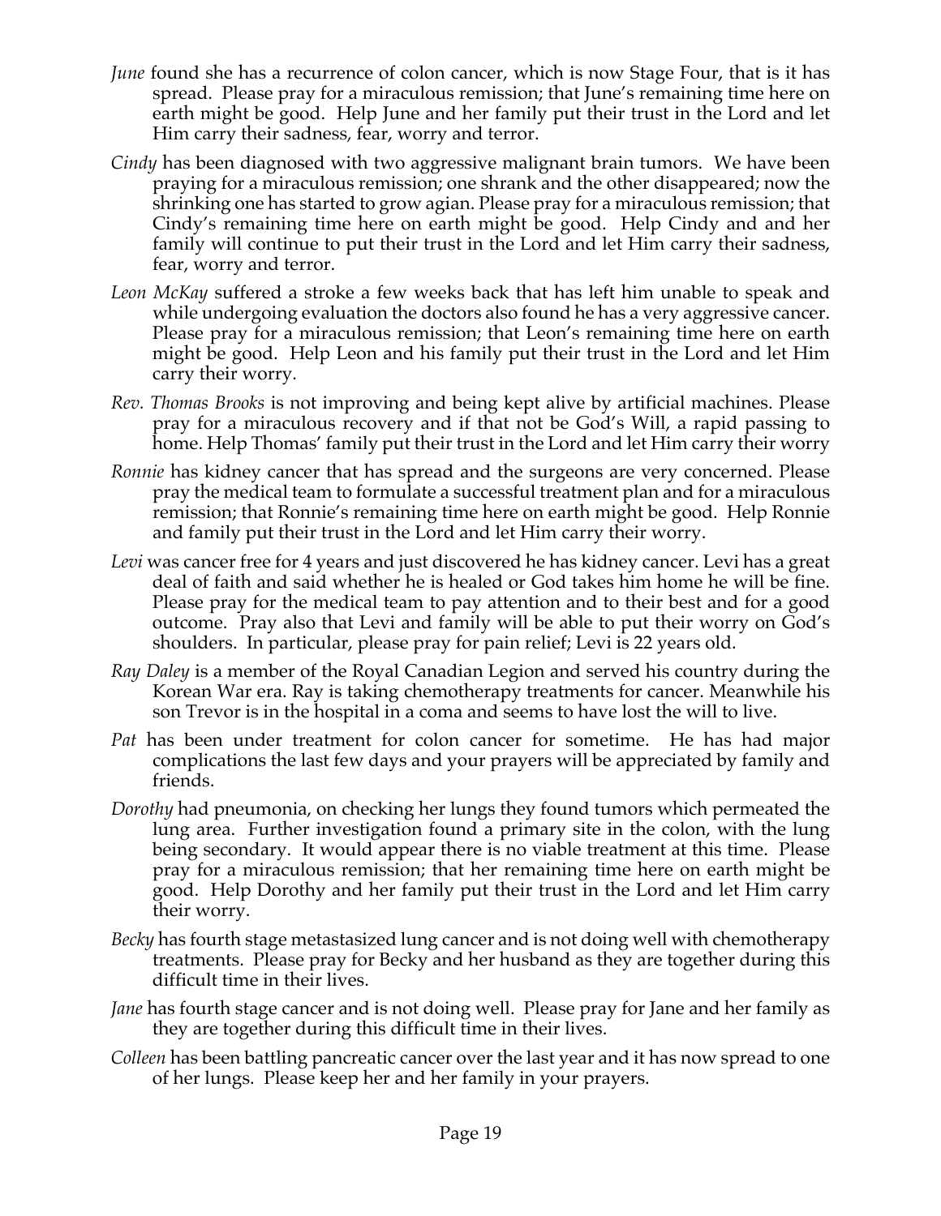*June* found she has a recurrence of colon cancer, which is now Stage Four, that is it has spread. Please pray for a miraculous remission; that June's remaining time here on earth might be good. Help June and her family put their trust in the Lord and let Him carry their sadness, fear, worry and terror.

*Cindy* has been diagnosed with two aggressive malignant brain tumors. We have been praying for a miraculous remission; one shrank and the other disappeared; now the shrinking one has started to grow agian. Please pray for a miraculous remission; that Cindy's remaining time here on earth might be good. Help Cindy and and her family will continue to put their trust in the Lord and let Him carry their sadness, fear, worry and terror.

*Leon McKay* suffered a stroke a few weeks back that has left him unable to speak and while undergoing evaluation the doctors also found he has a very aggressive cancer. Please pray for a miraculous remission; that Leon's remaining time here on earth might be good. Help Leon and his family put their trust in the Lord and let Him carry their worry.

*Rev. Thomas Brooks* is not improving and being kept alive by artificial machines. Please pray for a miraculous recovery and if that not be God's Will, a rapid passing to home. Help Thomas' family put their trust in the Lord and let Him carry their worry

*Ronnie* has kidney cancer that has spread and the surgeons are very concerned. Please pray the medical team to formulate a successful treatment plan and for a miraculous remission; that Ronnie's remaining time here on earth might be good. Help Ronnie and family put their trust in the Lord and let Him carry their worry.

*Levi* was cancer free for 4 years and just discovered he has kidney cancer. Levi has a great deal of faith and said whether he is healed or God takes him home he will be fine. Please pray for the medical team to pay attention and to their best and for a good outcome. Pray also that Levi and family will be able to put their worry on God's shoulders. In particular, please pray for pain relief; Levi is 22 years old.

*Ray Daley* is a member of the Royal Canadian Legion and served his country during the Korean War era. Ray is taking chemotherapy treatments for cancer. Meanwhile his son Trevor is in the hospital in a coma and seems to have lost the will to live.

*Pat* has been under treatment for colon cancer for sometime. He has had major complications the last few days and your prayers will be appreciated by family and friends.

*Dorothy* had pneumonia, on checking her lungs they found tumors which permeated the lung area. Further investigation found a primary site in the colon, with the lung being secondary. It would appear there is no viable treatment at this time. Please pray for a miraculous remission; that her remaining time here on earth might be good. Help Dorothy and her family put their trust in the Lord and let Him carry their worry.

*Becky* has fourth stage metastasized lung cancer and is not doing well with chemotherapy treatments. Please pray for Becky and her husband as they are together during this difficult time in their lives.

*Jane* has fourth stage cancer and is not doing well. Please pray for Jane and her family as they are together during this difficult time in their lives.

*Colleen* has been battling pancreatic cancer over the last year and it has now spread to one of her lungs. Please keep her and her family in your prayers.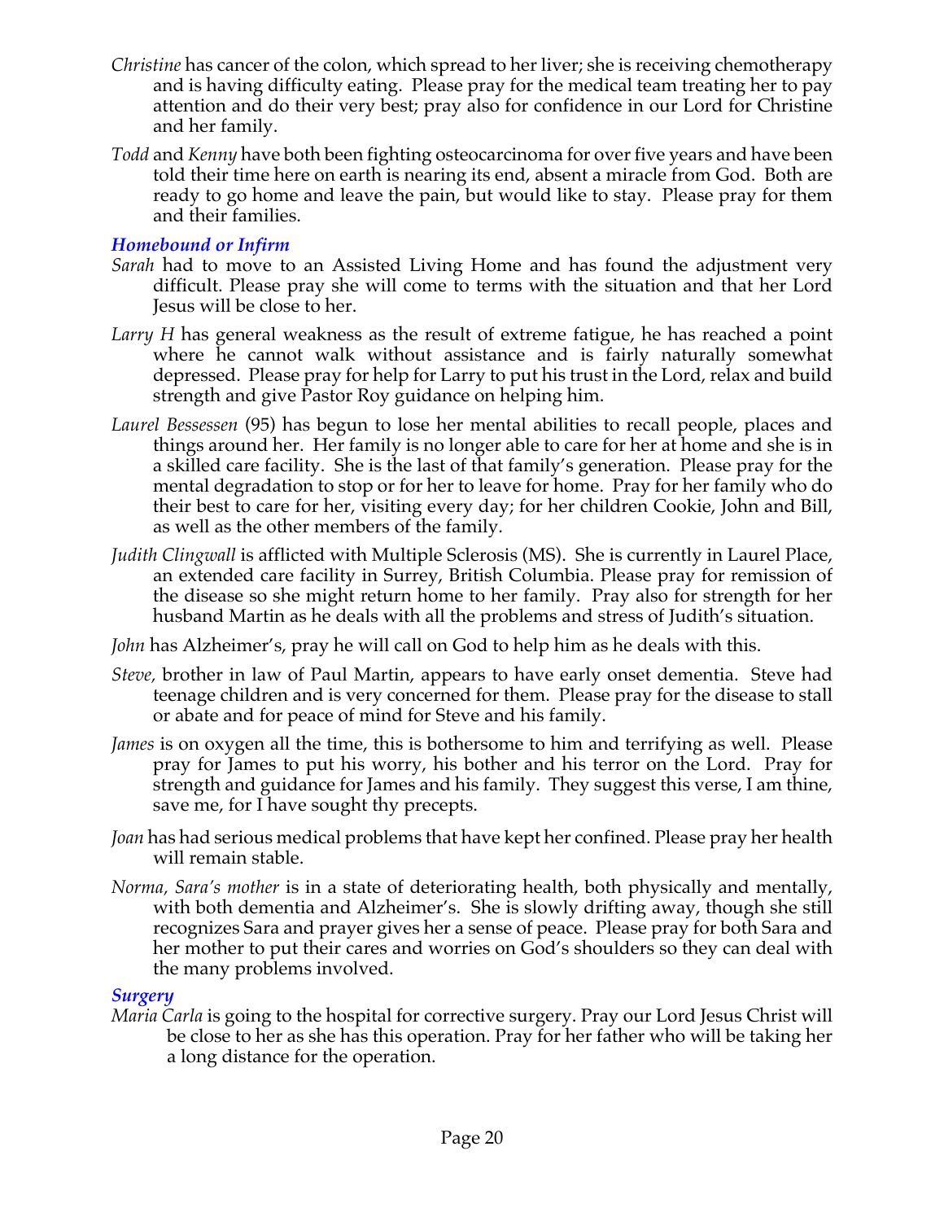*Christine* has cancer of the colon, which spread to her liver; she is receiving chemotherapy and is having difficulty eating. Please pray for the medical team treating her to pay attention and do their very best; pray also for confidence in our Lord for Christine and her family.

*Todd* and *Kenny* have both been fighting osteocarcinoma for over five years and have been told their time here on earth is nearing its end, absent a miracle from God. Both are ready to go home and leave the pain, but would like to stay. Please pray for them and their families.

### *Homebound or Infirm*

*Sarah* had to move to an Assisted Living Home and has found the adjustment very difficult. Please pray she will come to terms with the situation and that her Lord Jesus will be close to her.

*Larry H* has general weakness as the result of extreme fatigue, he has reached a point where he cannot walk without assistance and is fairly naturally somewhat depressed. Please pray for help for Larry to put his trust in the Lord, relax and build strength and give Pastor Roy guidance on helping him.

*Laurel Bessessen* (95) has begun to lose her mental abilities to recall people, places and things around her. Her family is no longer able to care for her at home and she is in a skilled care facility. She is the last of that family's generation. Please pray for the mental degradation to stop or for her to leave for home. Pray for her family who do their best to care for her, visiting every day; for her children Cookie, John and Bill, as well as the other members of the family.

*Judith Clingwall* is afflicted with Multiple Sclerosis (MS). She is currently in Laurel Place, an extended care facility in Surrey, British Columbia. Please pray for remission of the disease so she might return home to her family. Pray also for strength for her husband Martin as he deals with all the problems and stress of Judith's situation.

*John* has Alzheimer's, pray he will call on God to help him as he deals with this.

*Steve,* brother in law of Paul Martin, appears to have early onset dementia. Steve had teenage children and is very concerned for them. Please pray for the disease to stall or abate and for peace of mind for Steve and his family.

*James* is on oxygen all the time, this is bothersome to him and terrifying as well. Please pray for James to put his worry, his bother and his terror on the Lord. Pray for strength and guidance for James and his family. They suggest this verse, I am thine, save me, for I have sought thy precepts.

*Joan* has had serious medical problems that have kept her confined. Please pray her health will remain stable.

*Norma, Sara's mother* is in a state of deteriorating health, both physically and mentally, with both dementia and Alzheimer's. She is slowly drifting away, though she still recognizes Sara and prayer gives her a sense of peace. Please pray for both Sara and her mother to put their cares and worries on God's shoulders so they can deal with the many problems involved.

### *Surgery*

*Maria Carla* is going to the hospital for corrective surgery. Pray our Lord Jesus Christ will be close to her as she has this operation. Pray for her father who will be taking her a long distance for the operation.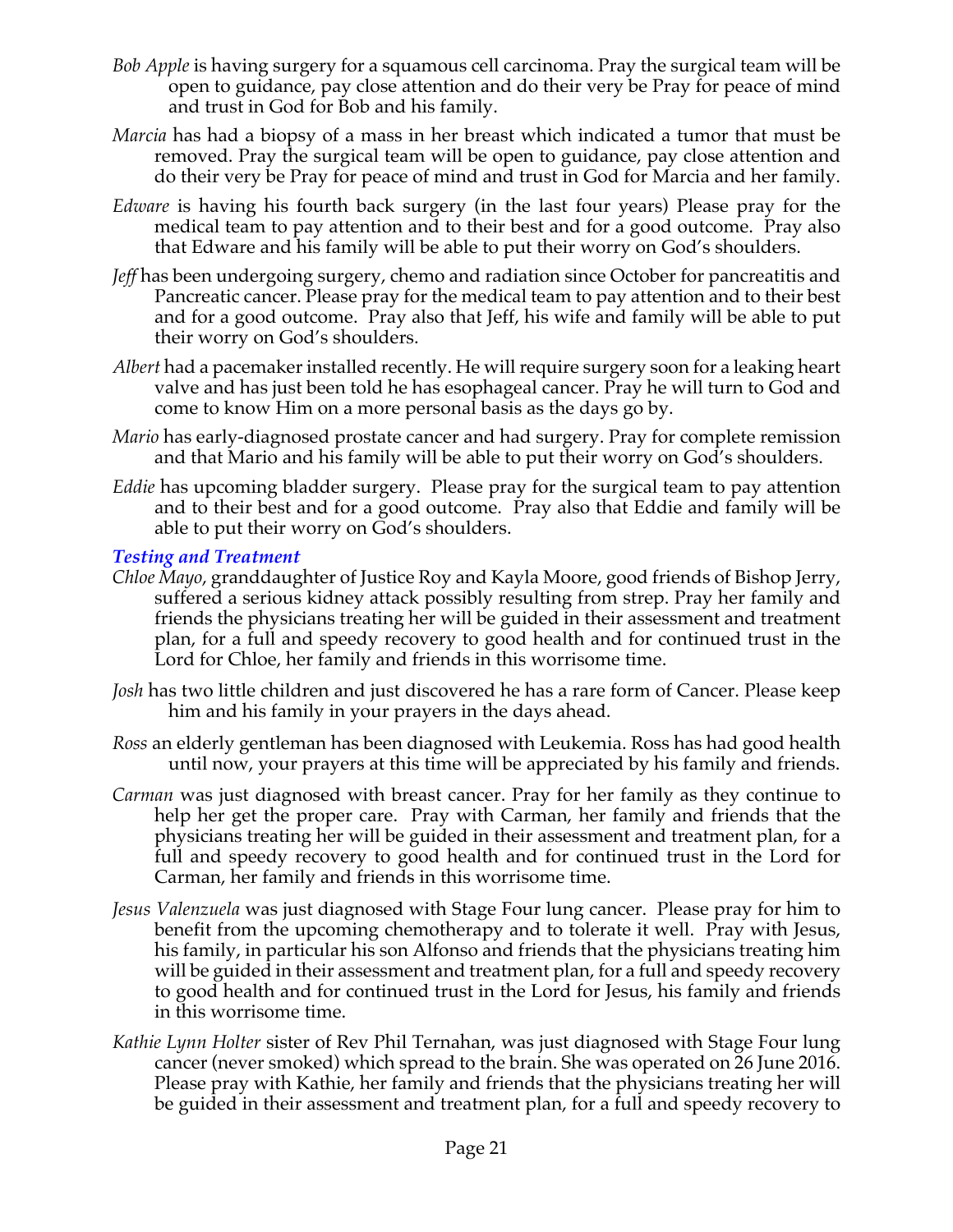*Bob Apple* is having surgery for a squamous cell carcinoma. Pray the surgical team will be open to guidance, pay close attention and do their very be Pray for peace of mind and trust in God for Bob and his family.

*Marcia* has had a biopsy of a mass in her breast which indicated a tumor that must be removed. Pray the surgical team will be open to guidance, pay close attention and do their very be Pray for peace of mind and trust in God for Marcia and her family.

*Edware* is having his fourth back surgery (in the last four years) Please pray for the medical team to pay attention and to their best and for a good outcome. Pray also that Edware and his family will be able to put their worry on God's shoulders.

*Jeff* has been undergoing surgery, chemo and radiation since October for pancreatitis and Pancreatic cancer. Please pray for the medical team to pay attention and to their best and for a good outcome. Pray also that Jeff, his wife and family will be able to put their worry on God's shoulders.

*Albert* had a pacemaker installed recently. He will require surgery soon for a leaking heart valve and has just been told he has esophageal cancer. Pray he will turn to God and come to know Him on a more personal basis as the days go by.

*Mario* has early-diagnosed prostate cancer and had surgery. Pray for complete remission and that Mario and his family will be able to put their worry on God's shoulders.

*Eddie* has upcoming bladder surgery. Please pray for the surgical team to pay attention and to their best and for a good outcome. Pray also that Eddie and family will be able to put their worry on God's shoulders.

### *Testing and Treatment*

*Chloe Mayo*, granddaughter of Justice Roy and Kayla Moore, good friends of Bishop Jerry, suffered a serious kidney attack possibly resulting from strep. Pray her family and friends the physicians treating her will be guided in their assessment and treatment plan, for a full and speedy recovery to good health and for continued trust in the Lord for Chloe, her family and friends in this worrisome time.

*Josh* has two little children and just discovered he has a rare form of Cancer. Please keep him and his family in your prayers in the days ahead.

*Ross* an elderly gentleman has been diagnosed with Leukemia. Ross has had good health until now, your prayers at this time will be appreciated by his family and friends.

*Carman* was just diagnosed with breast cancer. Pray for her family as they continue to help her get the proper care. Pray with Carman, her family and friends that the physicians treating her will be guided in their assessment and treatment plan, for a full and speedy recovery to good health and for continued trust in the Lord for Carman, her family and friends in this worrisome time.

*Jesus Valenzuela* was just diagnosed with Stage Four lung cancer. Please pray for him to benefit from the upcoming chemotherapy and to tolerate it well. Pray with Jesus, his family, in particular his son Alfonso and friends that the physicians treating him will be guided in their assessment and treatment plan, for a full and speedy recovery to good health and for continued trust in the Lord for Jesus, his family and friends in this worrisome time.

*Kathie Lynn Holter* sister of Rev Phil Ternahan, was just diagnosed with Stage Four lung cancer (never smoked) which spread to the brain. She was operated on 26 June 2016. Please pray with Kathie, her family and friends that the physicians treating her will be guided in their assessment and treatment plan, for a full and speedy recovery to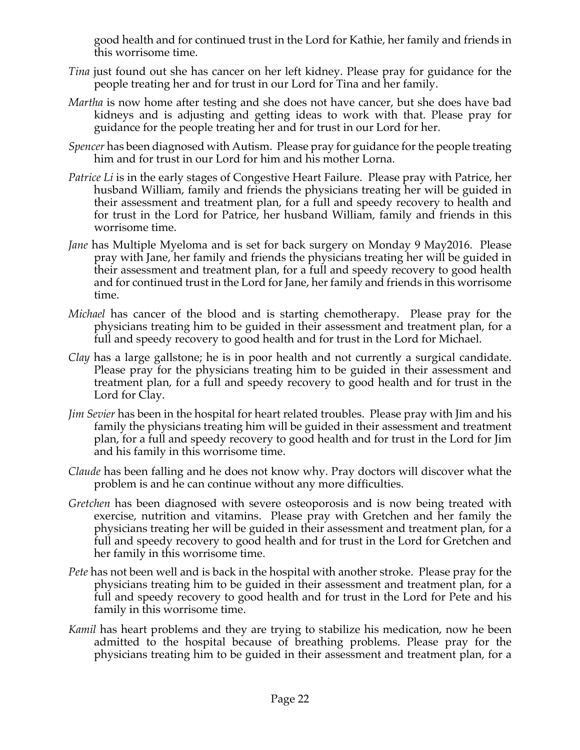good health and for continued trust in the Lord for Kathie, her family and friends in this worrisome time.

*Tina* just found out she has cancer on her left kidney. Please pray for guidance for the people treating her and for trust in our Lord for Tina and her family.

*Martha* is now home after testing and she does not have cancer, but she does have bad kidneys and is adjusting and getting ideas to work with that. Please pray for guidance for the people treating her and for trust in our Lord for her.

*Spencer* has been diagnosed with Autism. Please pray for guidance for the people treating him and for trust in our Lord for him and his mother Lorna.

*Patrice Li* is in the early stages of Congestive Heart Failure. Please pray with Patrice, her husband William, family and friends the physicians treating her will be guided in their assessment and treatment plan, for a full and speedy recovery to health and for trust in the Lord for Patrice, her husband William, family and friends in this worrisome time.

*Jane* has Multiple Myeloma and is set for back surgery on Monday 9 May2016. Please pray with Jane, her family and friends the physicians treating her will be guided in their assessment and treatment plan, for a full and speedy recovery to good health and for continued trust in the Lord for Jane, her family and friends in this worrisome time.

*Michael* has cancer of the blood and is starting chemotherapy. Please pray for the physicians treating him to be guided in their assessment and treatment plan, for a full and speedy recovery to good health and for trust in the Lord for Michael.

*Clay* has a large gallstone; he is in poor health and not currently a surgical candidate. Please pray for the physicians treating him to be guided in their assessment and treatment plan, for a full and speedy recovery to good health and for trust in the Lord for Clay.

*Jim Sevier* has been in the hospital for heart related troubles. Please pray with Jim and his family the physicians treating him will be guided in their assessment and treatment plan, for a full and speedy recovery to good health and for trust in the Lord for Jim and his family in this worrisome time.

*Claude* has been falling and he does not know why. Pray doctors will discover what the problem is and he can continue without any more difficulties.

*Gretchen* has been diagnosed with severe osteoporosis and is now being treated with exercise, nutrition and vitamins. Please pray with Gretchen and her family the physicians treating her will be guided in their assessment and treatment plan, for a full and speedy recovery to good health and for trust in the Lord for Gretchen and her family in this worrisome time.

*Pete* has not been well and is back in the hospital with another stroke. Please pray for the physicians treating him to be guided in their assessment and treatment plan, for a full and speedy recovery to good health and for trust in the Lord for Pete and his family in this worrisome time.

*Kamil* has heart problems and they are trying to stabilize his medication, now he been admitted to the hospital because of breathing problems. Please pray for the physicians treating him to be guided in their assessment and treatment plan, for a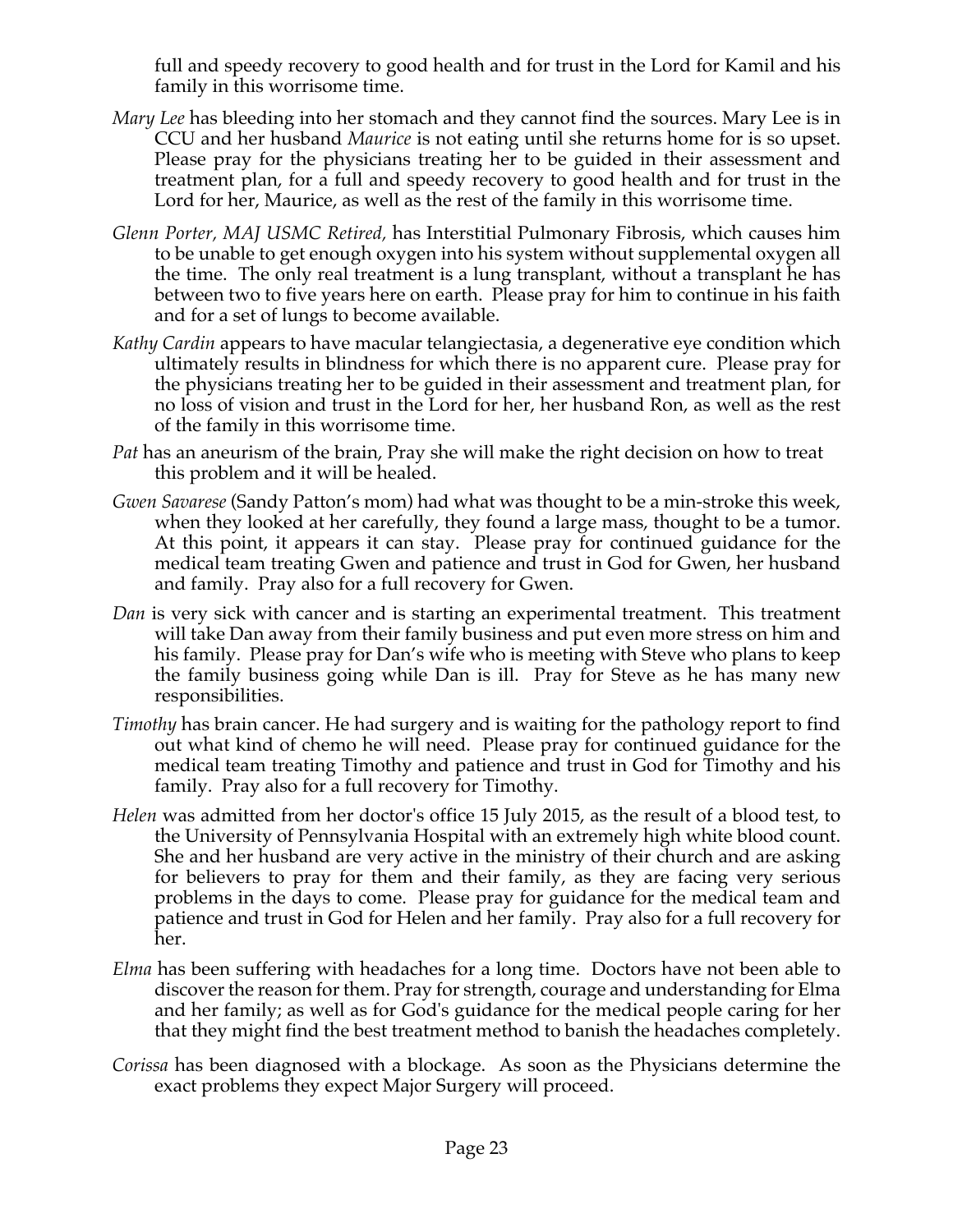full and speedy recovery to good health and for trust in the Lord for Kamil and his family in this worrisome time.

*Mary Lee* has bleeding into her stomach and they cannot find the sources. Mary Lee is in CCU and her husband *Maurice* is not eating until she returns home for is so upset. Please pray for the physicians treating her to be guided in their assessment and treatment plan, for a full and speedy recovery to good health and for trust in the Lord for her, Maurice, as well as the rest of the family in this worrisome time.

*Glenn Porter, MAJ USMC Retired,* has Interstitial Pulmonary Fibrosis, which causes him to be unable to get enough oxygen into his system without supplemental oxygen all the time. The only real treatment is a lung transplant, without a transplant he has between two to five years here on earth. Please pray for him to continue in his faith and for a set of lungs to become available.

*Kathy Cardin* appears to have macular telangiectasia, a degenerative eye condition which ultimately results in blindness for which there is no apparent cure. Please pray for the physicians treating her to be guided in their assessment and treatment plan, for no loss of vision and trust in the Lord for her, her husband Ron, as well as the rest of the family in this worrisome time.

*Pat* has an aneurism of the brain, Pray she will make the right decision on how to treat this problem and it will be healed.

*Gwen Savarese* (Sandy Patton's mom) had what was thought to be a min-stroke this week, when they looked at her carefully, they found a large mass, thought to be a tumor. At this point, it appears it can stay. Please pray for continued guidance for the medical team treating Gwen and patience and trust in God for Gwen, her husband and family. Pray also for a full recovery for Gwen.

*Dan* is very sick with cancer and is starting an experimental treatment. This treatment will take Dan away from their family business and put even more stress on him and his family. Please pray for Dan's wife who is meeting with Steve who plans to keep the family business going while Dan is ill. Pray for Steve as he has many new responsibilities.

*Timothy* has brain cancer. He had surgery and is waiting for the pathology report to find out what kind of chemo he will need. Please pray for continued guidance for the medical team treating Timothy and patience and trust in God for Timothy and his family. Pray also for a full recovery for Timothy.

*Helen* was admitted from her doctor's office 15 July 2015, as the result of a blood test, to the University of Pennsylvania Hospital with an extremely high white blood count. She and her husband are very active in the ministry of their church and are asking for believers to pray for them and their family, as they are facing very serious problems in the days to come. Please pray for guidance for the medical team and patience and trust in God for Helen and her family. Pray also for a full recovery for her.

*Elma* has been suffering with headaches for a long time. Doctors have not been able to discover the reason for them. Pray for strength, courage and understanding for Elma and her family; as well as for God's guidance for the medical people caring for her that they might find the best treatment method to banish the headaches completely.

*Corissa* has been diagnosed with a blockage. As soon as the Physicians determine the exact problems they expect Major Surgery will proceed.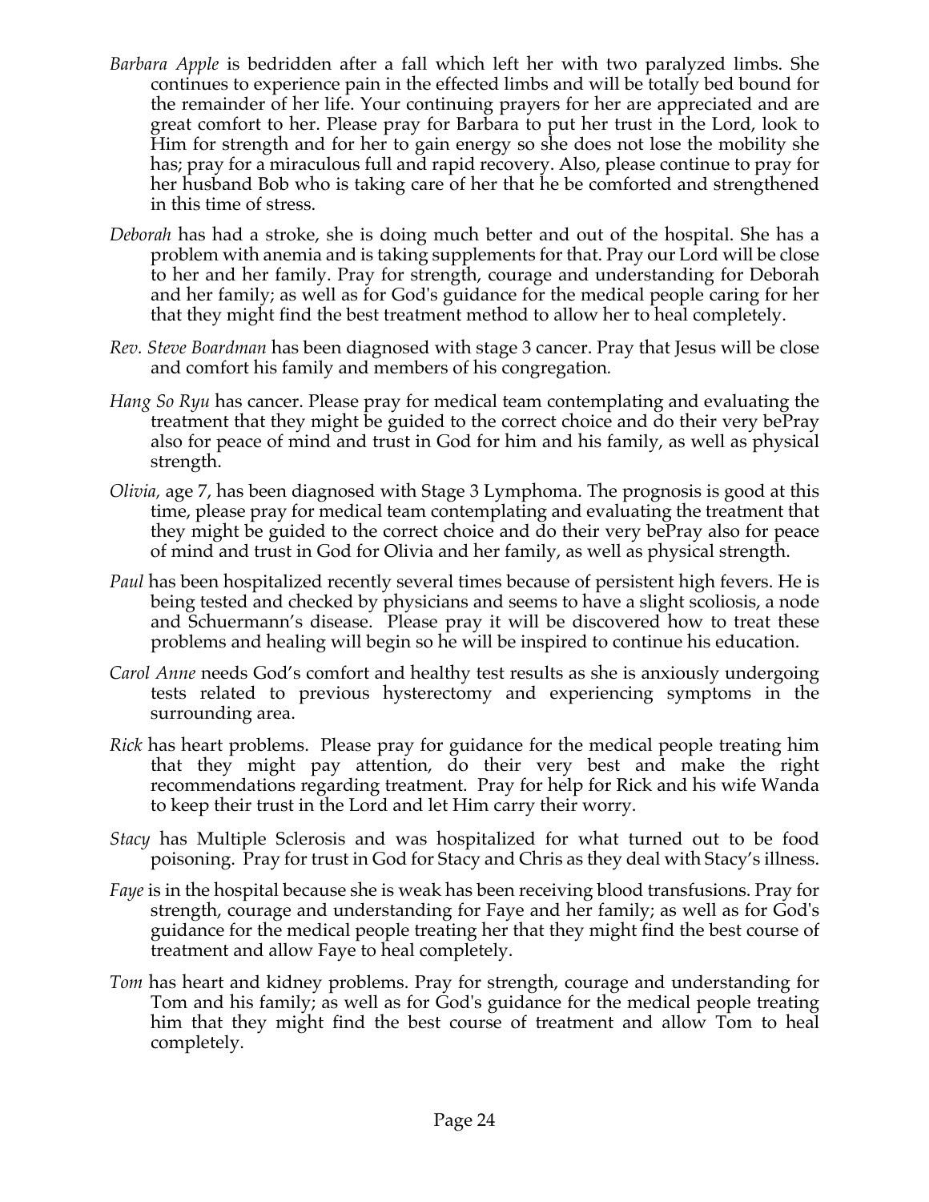*Barbara Apple* is bedridden after a fall which left her with two paralyzed limbs. She continues to experience pain in the effected limbs and will be totally bed bound for the remainder of her life. Your continuing prayers for her are appreciated and are great comfort to her. Please pray for Barbara to put her trust in the Lord, look to Him for strength and for her to gain energy so she does not lose the mobility she has; pray for a miraculous full and rapid recovery. Also, please continue to pray for her husband Bob who is taking care of her that he be comforted and strengthened in this time of stress.

*Deborah* has had a stroke, she is doing much better and out of the hospital. She has a problem with anemia and is taking supplements for that. Pray our Lord will be close to her and her family. Pray for strength, courage and understanding for Deborah and her family; as well as for God's guidance for the medical people caring for her that they might find the best treatment method to allow her to heal completely.

*Rev. Steve Boardman* has been diagnosed with stage 3 cancer. Pray that Jesus will be close and comfort his family and members of his congregation.

*Hang So Ryu* has cancer. Please pray for medical team contemplating and evaluating the treatment that they might be guided to the correct choice and do their very bePray also for peace of mind and trust in God for him and his family, as well as physical strength.

*Olivia,* age 7, has been diagnosed with Stage 3 Lymphoma. The prognosis is good at this time, please pray for medical team contemplating and evaluating the treatment that they might be guided to the correct choice and do their very bePray also for peace of mind and trust in God for Olivia and her family, as well as physical strength.

*Paul* has been hospitalized recently several times because of persistent high fevers. He is being tested and checked by physicians and seems to have a slight scoliosis, a node and Schuermann's disease. Please pray it will be discovered how to treat these problems and healing will begin so he will be inspired to continue his education.

*Carol Anne* needs God's comfort and healthy test results as she is anxiously undergoing tests related to previous hysterectomy and experiencing symptoms in the surrounding area.

*Rick* has heart problems. Please pray for guidance for the medical people treating him that they might pay attention, do their very best and make the right recommendations regarding treatment. Pray for help for Rick and his wife Wanda to keep their trust in the Lord and let Him carry their worry.

*Stacy* has Multiple Sclerosis and was hospitalized for what turned out to be food poisoning. Pray for trust in God for Stacy and Chris as they deal with Stacy's illness.

*Faye* is in the hospital because she is weak has been receiving blood transfusions. Pray for strength, courage and understanding for Faye and her family; as well as for God's guidance for the medical people treating her that they might find the best course of treatment and allow Faye to heal completely.

*Tom* has heart and kidney problems. Pray for strength, courage and understanding for Tom and his family; as well as for God's guidance for the medical people treating him that they might find the best course of treatment and allow Tom to heal completely.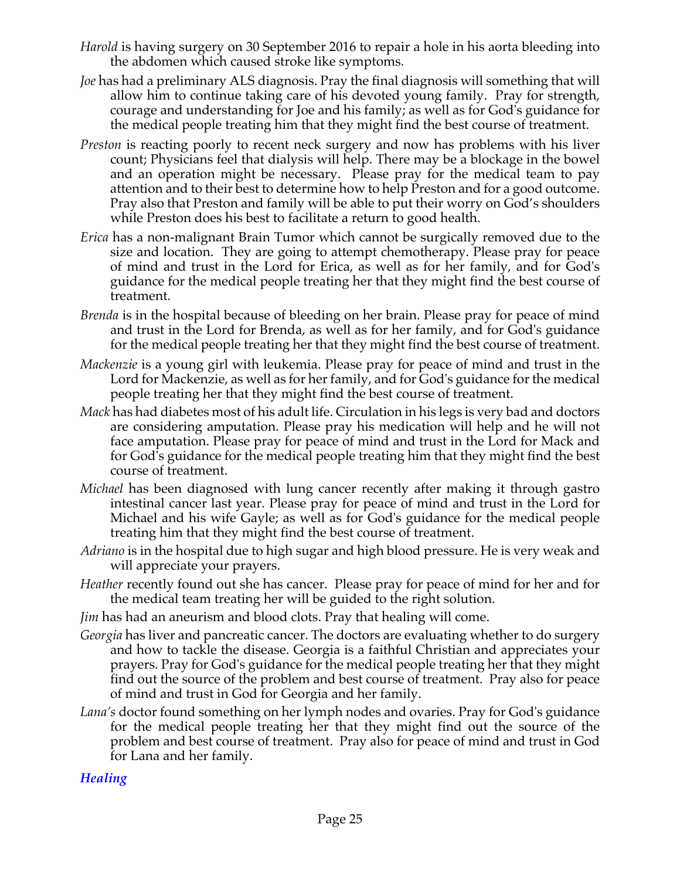*Harold* is having surgery on 30 September 2016 to repair a hole in his aorta bleeding into the abdomen which caused stroke like symptoms.

*Joe* has had a preliminary ALS diagnosis. Pray the final diagnosis will something that will allow him to continue taking care of his devoted young family. Pray for strength, courage and understanding for Joe and his family; as well as for God's guidance for the medical people treating him that they might find the best course of treatment.

*Preston* is reacting poorly to recent neck surgery and now has problems with his liver count; Physicians feel that dialysis will help. There may be a blockage in the bowel and an operation might be necessary. Please pray for the medical team to pay attention and to their best to determine how to help Preston and for a good outcome. Pray also that Preston and family will be able to put their worry on God's shoulders while Preston does his best to facilitate a return to good health.

*Erica* has a non-malignant Brain Tumor which cannot be surgically removed due to the size and location. They are going to attempt chemotherapy. Please pray for peace of mind and trust in the Lord for Erica, as well as for her family, and for God's guidance for the medical people treating her that they might find the best course of treatment.

*Brenda* is in the hospital because of bleeding on her brain. Please pray for peace of mind and trust in the Lord for Brenda, as well as for her family, and for God's guidance for the medical people treating her that they might find the best course of treatment.

*Mackenzie* is a young girl with leukemia. Please pray for peace of mind and trust in the Lord for Mackenzie, as well as for her family, and for God's guidance for the medical people treating her that they might find the best course of treatment.

*Mack* has had diabetes most of his adult life. Circulation in his legs is very bad and doctors are considering amputation. Please pray his medication will help and he will not face amputation. Please pray for peace of mind and trust in the Lord for Mack and for God's guidance for the medical people treating him that they might find the best course of treatment.

*Michael* has been diagnosed with lung cancer recently after making it through gastro intestinal cancer last year. Please pray for peace of mind and trust in the Lord for Michael and his wife Gayle; as well as for God's guidance for the medical people treating him that they might find the best course of treatment.

*Adriano* is in the hospital due to high sugar and high blood pressure. He is very weak and will appreciate your prayers.

*Heather* recently found out she has cancer. Please pray for peace of mind for her and for the medical team treating her will be guided to the right solution.

*Jim* has had an aneurism and blood clots. Pray that healing will come.

*Georgia* has liver and pancreatic cancer. The doctors are evaluating whether to do surgery and how to tackle the disease. Georgia is a faithful Christian and appreciates your prayers. Pray for God's guidance for the medical people treating her that they might find out the source of the problem and best course of treatment. Pray also for peace of mind and trust in God for Georgia and her family.

*Lana's* doctor found something on her lymph nodes and ovaries. Pray for God's guidance for the medical people treating her that they might find out the source of the problem and best course of treatment. Pray also for peace of mind and trust in God for Lana and her family.

## *Healing*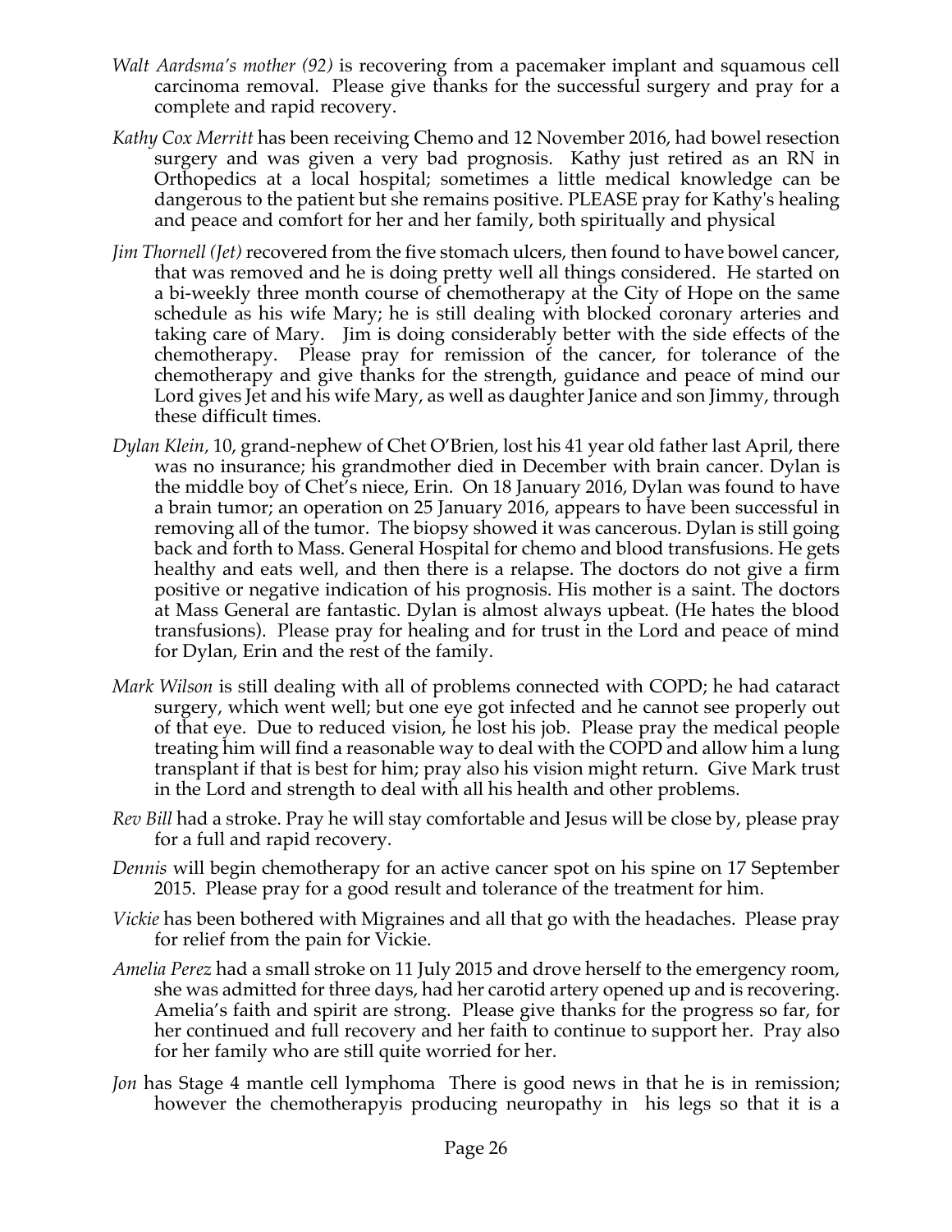*Walt Aardsma's mother (92)* is recovering from a pacemaker implant and squamous cell carcinoma removal. Please give thanks for the successful surgery and pray for a complete and rapid recovery.

*Kathy Cox Merritt* has been receiving Chemo and 12 November 2016, had bowel resection surgery and was given a very bad prognosis. Kathy just retired as an RN in Orthopedics at a local hospital; sometimes a little medical knowledge can be dangerous to the patient but she remains positive. PLEASE pray for Kathy's healing and peace and comfort for her and her family, both spiritually and physical

*Jim Thornell (Jet)* recovered from the five stomach ulcers, then found to have bowel cancer, that was removed and he is doing pretty well all things considered. He started on a bi-weekly three month course of chemotherapy at the City of Hope on the same schedule as his wife Mary; he is still dealing with blocked coronary arteries and taking care of Mary. Jim is doing considerably better with the side effects of the chemotherapy. Please pray for remission of the cancer, for tolerance of the chemotherapy and give thanks for the strength, guidance and peace of mind our Lord gives Jet and his wife Mary, as well as daughter Janice and son Jimmy, through these difficult times.

*Dylan Klein*, 10, grand-nephew of Chet O'Brien, lost his 41 year old father last April, there was no insurance; his grandmother died in December with brain cancer. Dylan is the middle boy of Chet's niece, Erin. On 18 January 2016, Dylan was found to have a brain tumor; an operation on 25 January 2016, appears to have been successful in removing all of the tumor. The biopsy showed it was cancerous. Dylan is still going back and forth to Mass. General Hospital for chemo and blood transfusions. He gets healthy and eats well, and then there is a relapse. The doctors do not give a firm positive or negative indication of his prognosis. His mother is a saint. The doctors at Mass General are fantastic. Dylan is almost always upbeat. (He hates the blood transfusions). Please pray for healing and for trust in the Lord and peace of mind for Dylan, Erin and the rest of the family.

*Mark Wilson* is still dealing with all of problems connected with COPD; he had cataract surgery, which went well; but one eye got infected and he cannot see properly out of that eye. Due to reduced vision, he lost his job. Please pray the medical people treating him will find a reasonable way to deal with the COPD and allow him a lung transplant if that is best for him; pray also his vision might return. Give Mark trust in the Lord and strength to deal with all his health and other problems.

*Rev Bill* had a stroke. Pray he will stay comfortable and Jesus will be close by, please pray for a full and rapid recovery.

*Dennis* will begin chemotherapy for an active cancer spot on his spine on 17 September 2015. Please pray for a good result and tolerance of the treatment for him.

*Vickie* has been bothered with Migraines and all that go with the headaches. Please pray for relief from the pain for Vickie.

*Amelia Perez* had a small stroke on 11 July 2015 and drove herself to the emergency room, she was admitted for three days, had her carotid artery opened up and is recovering. Amelia's faith and spirit are strong. Please give thanks for the progress so far, for her continued and full recovery and her faith to continue to support her. Pray also for her family who are still quite worried for her.

*Jon* has Stage 4 mantle cell lymphoma There is good news in that he is in remission; however the chemotherapyis producing neuropathy in his legs so that it is a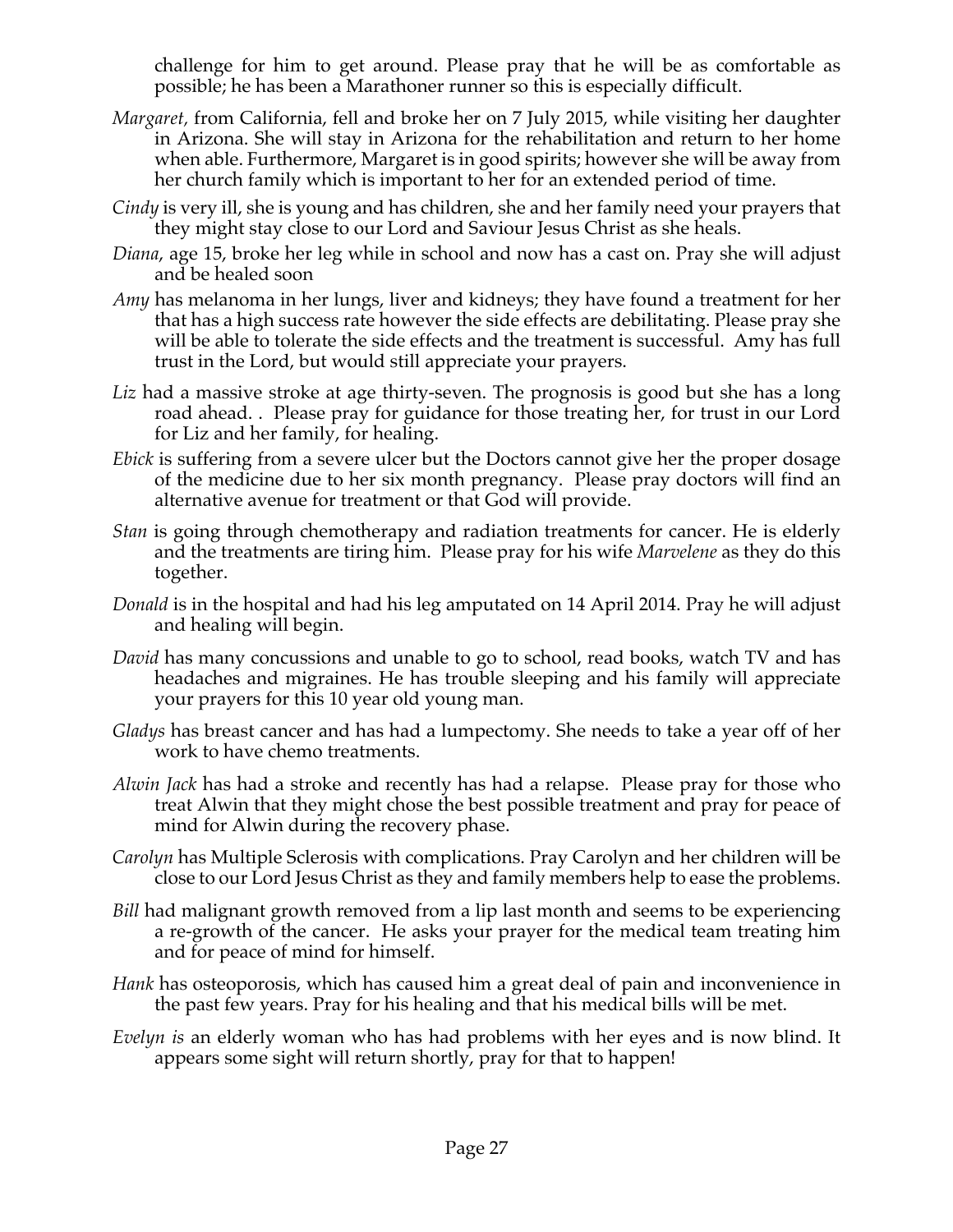challenge for him to get around. Please pray that he will be as comfortable as possible; he has been a Marathoner runner so this is especially difficult.

*Margaret,* from California, fell and broke her on 7 July 2015, while visiting her daughter in Arizona. She will stay in Arizona for the rehabilitation and return to her home when able. Furthermore, Margaret is in good spirits; however she will be away from her church family which is important to her for an extended period of time.

*Cindy* is very ill, she is young and has children, she and her family need your prayers that they might stay close to our Lord and Saviour Jesus Christ as she heals.

*Diana*, age 15, broke her leg while in school and now has a cast on. Pray she will adjust and be healed soon

*Amy* has melanoma in her lungs, liver and kidneys; they have found a treatment for her that has a high success rate however the side effects are debilitating. Please pray she will be able to tolerate the side effects and the treatment is successful. Amy has full trust in the Lord, but would still appreciate your prayers.

*Liz* had a massive stroke at age thirty-seven. The prognosis is good but she has a long road ahead. . Please pray for guidance for those treating her, for trust in our Lord for Liz and her family, for healing.

*Ebick* is suffering from a severe ulcer but the Doctors cannot give her the proper dosage of the medicine due to her six month pregnancy. Please pray doctors will find an alternative avenue for treatment or that God will provide.

*Stan* is going through chemotherapy and radiation treatments for cancer. He is elderly and the treatments are tiring him. Please pray for his wife *Marvelene* as they do this together.

*Donald* is in the hospital and had his leg amputated on 14 April 2014. Pray he will adjust and healing will begin.

*David* has many concussions and unable to go to school, read books, watch TV and has headaches and migraines. He has trouble sleeping and his family will appreciate your prayers for this 10 year old young man.

*Gladys* has breast cancer and has had a lumpectomy. She needs to take a year off of her work to have chemo treatments.

*Alwin Jack* has had a stroke and recently has had a relapse. Please pray for those who treat Alwin that they might chose the best possible treatment and pray for peace of mind for Alwin during the recovery phase.

*Carolyn* has Multiple Sclerosis with complications. Pray Carolyn and her children will be close to our Lord Jesus Christ as they and family members help to ease the problems.

*Bill* had malignant growth removed from a lip last month and seems to be experiencing a re-growth of the cancer. He asks your prayer for the medical team treating him and for peace of mind for himself.

*Hank* has osteoporosis, which has caused him a great deal of pain and inconvenience in the past few years. Pray for his healing and that his medical bills will be met.

*Evelyn is* an elderly woman who has had problems with her eyes and is now blind. It appears some sight will return shortly, pray for that to happen!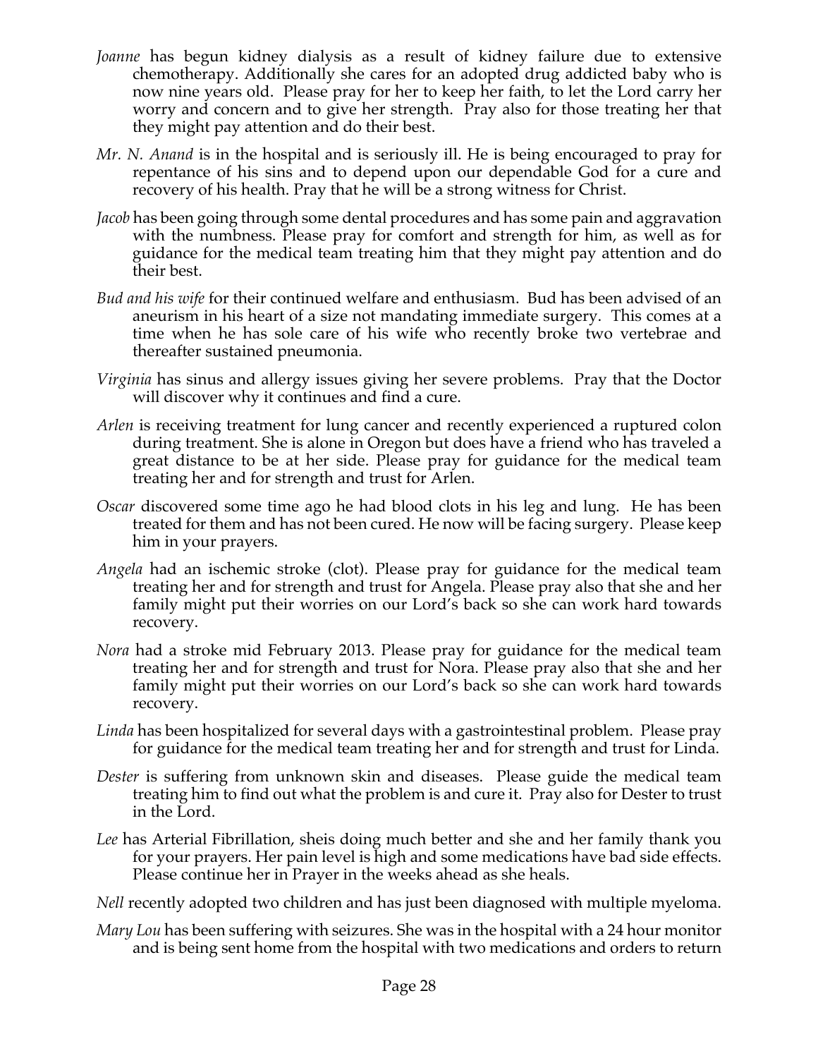*Joanne* has begun kidney dialysis as a result of kidney failure due to extensive chemotherapy. Additionally she cares for an adopted drug addicted baby who is now nine years old. Please pray for her to keep her faith, to let the Lord carry her worry and concern and to give her strength. Pray also for those treating her that they might pay attention and do their best.

*Mr. N. Anand* is in the hospital and is seriously ill. He is being encouraged to pray for repentance of his sins and to depend upon our dependable God for a cure and recovery of his health. Pray that he will be a strong witness for Christ.

*Jacob* has been going through some dental procedures and has some pain and aggravation with the numbness. Please pray for comfort and strength for him, as well as for guidance for the medical team treating him that they might pay attention and do their best.

*Bud and his wife* for their continued welfare and enthusiasm. Bud has been advised of an aneurism in his heart of a size not mandating immediate surgery. This comes at a time when he has sole care of his wife who recently broke two vertebrae and thereafter sustained pneumonia.

*Virginia* has sinus and allergy issues giving her severe problems. Pray that the Doctor will discover why it continues and find a cure.

*Arlen* is receiving treatment for lung cancer and recently experienced a ruptured colon during treatment. She is alone in Oregon but does have a friend who has traveled a great distance to be at her side. Please pray for guidance for the medical team treating her and for strength and trust for Arlen.

*Oscar* discovered some time ago he had blood clots in his leg and lung. He has been treated for them and has not been cured. He now will be facing surgery. Please keep him in your prayers.

*Angela* had an ischemic stroke (clot). Please pray for guidance for the medical team treating her and for strength and trust for Angela. Please pray also that she and her family might put their worries on our Lord's back so she can work hard towards recovery.

*Nora* had a stroke mid February 2013. Please pray for guidance for the medical team treating her and for strength and trust for Nora. Please pray also that she and her family might put their worries on our Lord's back so she can work hard towards recovery.

*Linda* has been hospitalized for several days with a gastrointestinal problem. Please pray for guidance for the medical team treating her and for strength and trust for Linda.

*Dester* is suffering from unknown skin and diseases. Please guide the medical team treating him to find out what the problem is and cure it. Pray also for Dester to trust in the Lord.

*Lee* has Arterial Fibrillation, sheis doing much better and she and her family thank you for your prayers. Her pain level is high and some medications have bad side effects. Please continue her in Prayer in the weeks ahead as she heals.

*Nell* recently adopted two children and has just been diagnosed with multiple myeloma.

*Mary Lou* has been suffering with seizures. She was in the hospital with a 24 hour monitor and is being sent home from the hospital with two medications and orders to return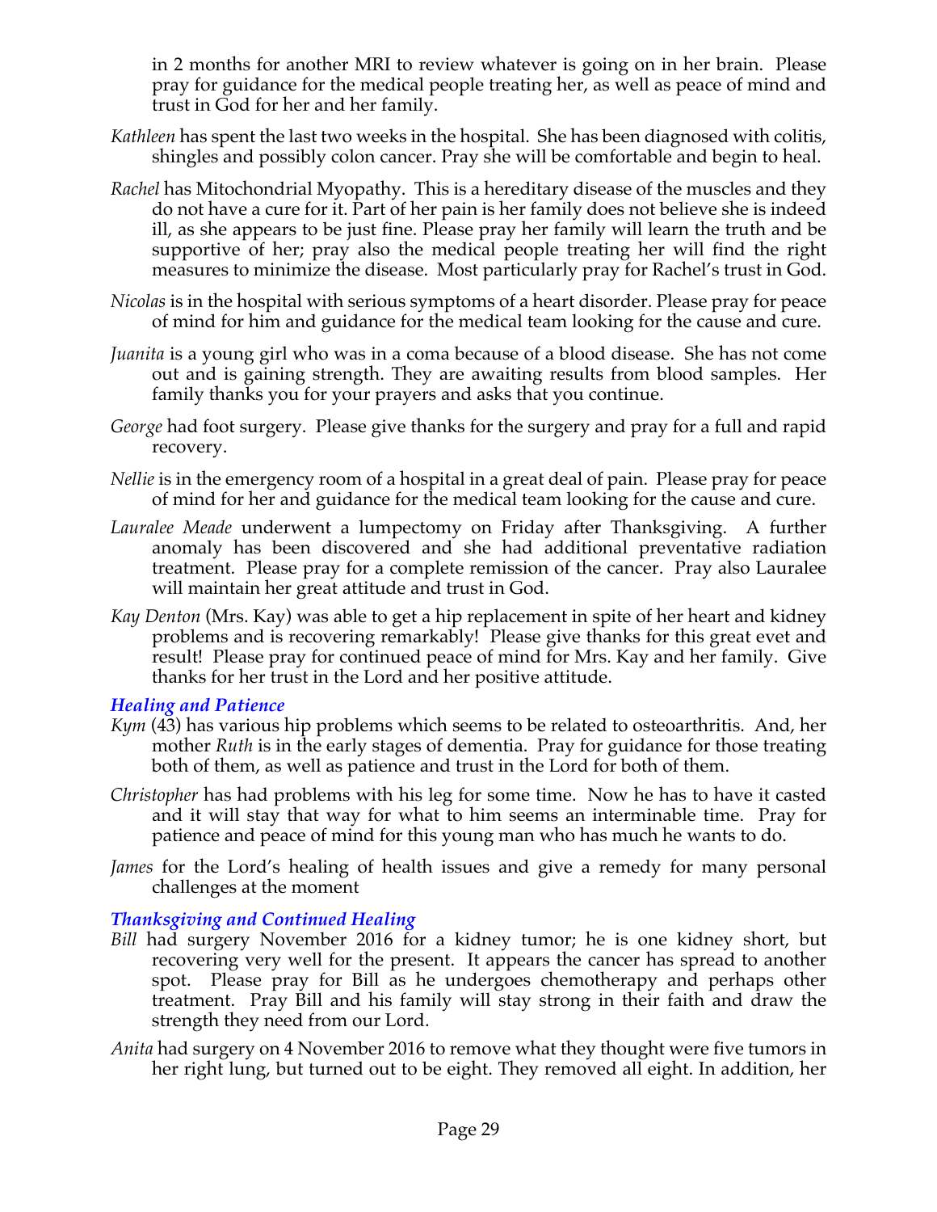in 2 months for another MRI to review whatever is going on in her brain. Please pray for guidance for the medical people treating her, as well as peace of mind and trust in God for her and her family.

*Kathleen* has spent the last two weeks in the hospital. She has been diagnosed with colitis, shingles and possibly colon cancer. Pray she will be comfortable and begin to heal.

*Rachel* has Mitochondrial Myopathy. This is a hereditary disease of the muscles and they do not have a cure for it. Part of her pain is her family does not believe she is indeed ill, as she appears to be just fine. Please pray her family will learn the truth and be supportive of her; pray also the medical people treating her will find the right measures to minimize the disease. Most particularly pray for Rachel's trust in God.

*Nicolas* is in the hospital with serious symptoms of a heart disorder. Please pray for peace of mind for him and guidance for the medical team looking for the cause and cure.

*Juanita* is a young girl who was in a coma because of a blood disease. She has not come out and is gaining strength. They are awaiting results from blood samples. Her family thanks you for your prayers and asks that you continue.

*George* had foot surgery. Please give thanks for the surgery and pray for a full and rapid recovery.

*Nellie* is in the emergency room of a hospital in a great deal of pain. Please pray for peace of mind for her and guidance for the medical team looking for the cause and cure.

*Lauralee Meade* underwent a lumpectomy on Friday after Thanksgiving. A further anomaly has been discovered and she had additional preventative radiation treatment. Please pray for a complete remission of the cancer. Pray also Lauralee will maintain her great attitude and trust in God.

*Kay Denton* (Mrs. Kay) was able to get a hip replacement in spite of her heart and kidney problems and is recovering remarkably! Please give thanks for this great evet and result! Please pray for continued peace of mind for Mrs. Kay and her family. Give thanks for her trust in the Lord and her positive attitude.

### *Healing and Patience*

*Kym* (43) has various hip problems which seems to be related to osteoarthritis. And, her mother *Ruth* is in the early stages of dementia. Pray for guidance for those treating both of them, as well as patience and trust in the Lord for both of them.

*Christopher* has had problems with his leg for some time. Now he has to have it casted and it will stay that way for what to him seems an interminable time. Pray for patience and peace of mind for this young man who has much he wants to do.

*James* for the Lord's healing of health issues and give a remedy for many personal challenges at the moment

### *Thanksgiving and Continued Healing*

*Bill* had surgery November 2016 for a kidney tumor; he is one kidney short, but recovering very well for the present. It appears the cancer has spread to another spot. Please pray for Bill as he undergoes chemotherapy and perhaps other treatment. Pray Bill and his family will stay strong in their faith and draw the strength they need from our Lord.

*Anita* had surgery on 4 November 2016 to remove what they thought were five tumors in her right lung, but turned out to be eight. They removed all eight. In addition, her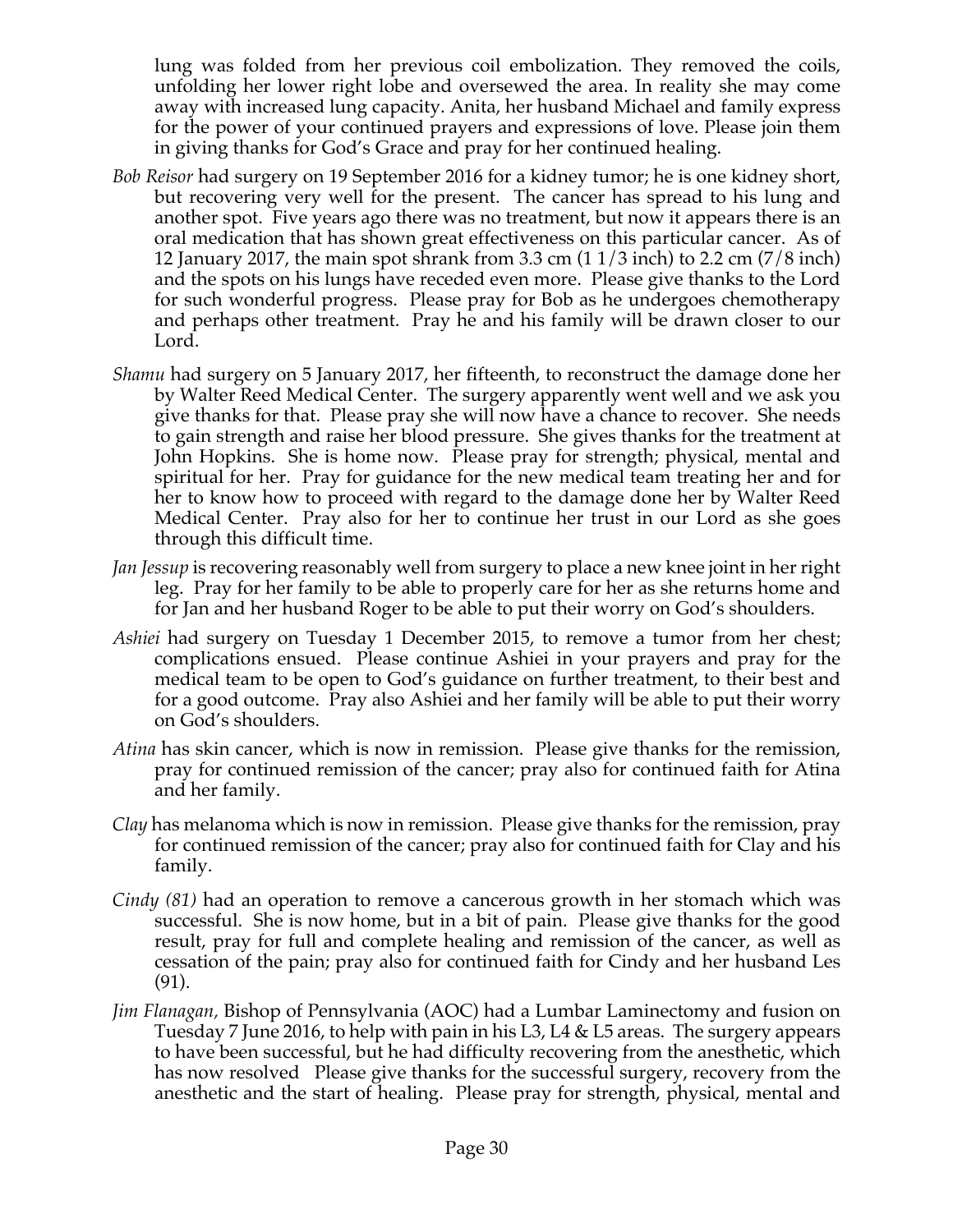lung was folded from her previous coil embolization. They removed the coils, unfolding her lower right lobe and oversewed the area. In reality she may come away with increased lung capacity. Anita, her husband Michael and family express for the power of your continued prayers and expressions of love. Please join them in giving thanks for God's Grace and pray for her continued healing.

*Bob Reisor* had surgery on 19 September 2016 for a kidney tumor; he is one kidney short, but recovering very well for the present. The cancer has spread to his lung and another spot. Five years ago there was no treatment, but now it appears there is an oral medication that has shown great effectiveness on this particular cancer. As of 12 January 2017, the main spot shrank from 3.3 cm (1 1/3 inch) to 2.2 cm (7/8 inch) and the spots on his lungs have receded even more. Please give thanks to the Lord for such wonderful progress. Please pray for Bob as he undergoes chemotherapy and perhaps other treatment. Pray he and his family will be drawn closer to our Lord.

*Shamu* had surgery on 5 January 2017, her fifteenth, to reconstruct the damage done her by Walter Reed Medical Center. The surgery apparently went well and we ask you give thanks for that. Please pray she will now have a chance to recover. She needs to gain strength and raise her blood pressure. She gives thanks for the treatment at John Hopkins. She is home now. Please pray for strength; physical, mental and spiritual for her. Pray for guidance for the new medical team treating her and for her to know how to proceed with regard to the damage done her by Walter Reed Medical Center. Pray also for her to continue her trust in our Lord as she goes through this difficult time.

*Jan Jessup* is recovering reasonably well from surgery to place a new knee joint in her right leg. Pray for her family to be able to properly care for her as she returns home and for Jan and her husband Roger to be able to put their worry on God's shoulders.

*Ashiei* had surgery on Tuesday 1 December 2015, to remove a tumor from her chest; complications ensued. Please continue Ashiei in your prayers and pray for the medical team to be open to God's guidance on further treatment, to their best and for a good outcome. Pray also Ashiei and her family will be able to put their worry on God's shoulders.

*Atina* has skin cancer, which is now in remission. Please give thanks for the remission, pray for continued remission of the cancer; pray also for continued faith for Atina and her family.

*Clay* has melanoma which is now in remission. Please give thanks for the remission, pray for continued remission of the cancer; pray also for continued faith for Clay and his family.

*Cindy (81)* had an operation to remove a cancerous growth in her stomach which was successful. She is now home, but in a bit of pain. Please give thanks for the good result, pray for full and complete healing and remission of the cancer, as well as cessation of the pain; pray also for continued faith for Cindy and her husband Les (91).

*Jim Flanagan,* Bishop of Pennsylvania (AOC) had a Lumbar Laminectomy and fusion on Tuesday 7 June 2016, to help with pain in his L3, L4 & L5 areas. The surgery appears to have been successful, but he had difficulty recovering from the anesthetic, which has now resolved Please give thanks for the successful surgery, recovery from the anesthetic and the start of healing. Please pray for strength, physical, mental and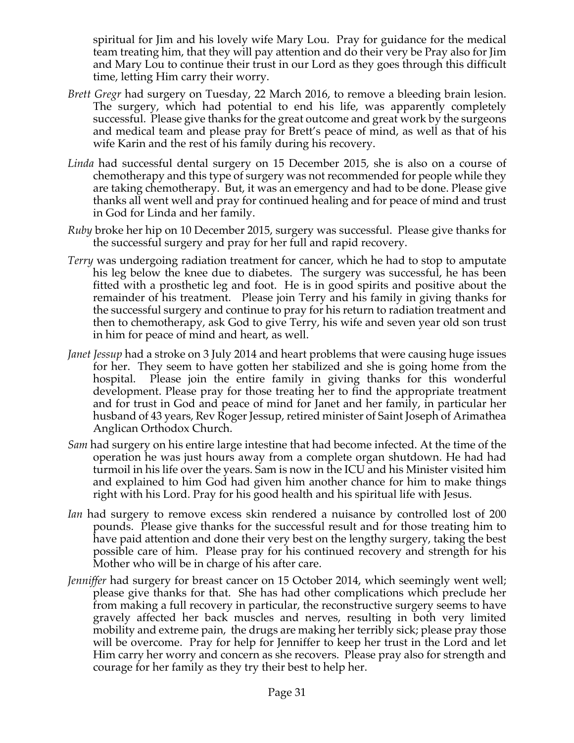spiritual for Jim and his lovely wife Mary Lou. Pray for guidance for the medical team treating him, that they will pay attention and do their very be Pray also for Jim and Mary Lou to continue their trust in our Lord as they goes through this difficult time, letting Him carry their worry.

*Brett Gregr* had surgery on Tuesday, 22 March 2016, to remove a bleeding brain lesion. The surgery, which had potential to end his life, was apparently completely successful. Please give thanks for the great outcome and great work by the surgeons and medical team and please pray for Brett's peace of mind, as well as that of his wife Karin and the rest of his family during his recovery.

*Linda* had successful dental surgery on 15 December 2015, she is also on a course of chemotherapy and this type of surgery was not recommended for people while they are taking chemotherapy. But, it was an emergency and had to be done. Please give thanks all went well and pray for continued healing and for peace of mind and trust in God for Linda and her family.

*Ruby* broke her hip on 10 December 2015, surgery was successful. Please give thanks for the successful surgery and pray for her full and rapid recovery.

*Terry* was undergoing radiation treatment for cancer, which he had to stop to amputate his leg below the knee due to diabetes. The surgery was successful, he has been fitted with a prosthetic leg and foot. He is in good spirits and positive about the remainder of his treatment. Please join Terry and his family in giving thanks for the successful surgery and continue to pray for his return to radiation treatment and then to chemotherapy, ask God to give Terry, his wife and seven year old son trust in him for peace of mind and heart, as well.

*Janet Jessup* had a stroke on 3 July 2014 and heart problems that were causing huge issues for her. They seem to have gotten her stabilized and she is going home from the hospital. Please join the entire family in giving thanks for this wonderful development. Please pray for those treating her to find the appropriate treatment and for trust in God and peace of mind for Janet and her family, in particular her husband of 43 years, Rev Roger Jessup, retired minister of Saint Joseph of Arimathea Anglican Orthodox Church.

*Sam* had surgery on his entire large intestine that had become infected. At the time of the operation he was just hours away from a complete organ shutdown. He had had turmoil in his life over the years. Sam is now in the ICU and his Minister visited him and explained to him God had given him another chance for him to make things right with his Lord. Pray for his good health and his spiritual life with Jesus.

*Ian* had surgery to remove excess skin rendered a nuisance by controlled lost of 200 pounds. Please give thanks for the successful result and for those treating him to have paid attention and done their very best on the lengthy surgery, taking the best possible care of him. Please pray for his continued recovery and strength for his Mother who will be in charge of his after care.

*Jenniffer* had surgery for breast cancer on 15 October 2014, which seemingly went well; please give thanks for that. She has had other complications which preclude her from making a full recovery in particular, the reconstructive surgery seems to have gravely affected her back muscles and nerves, resulting in both very limited mobility and extreme pain, the drugs are making her terribly sick; please pray those will be overcome. Pray for help for Jenniffer to keep her trust in the Lord and let Him carry her worry and concern as she recovers. Please pray also for strength and courage for her family as they try their best to help her.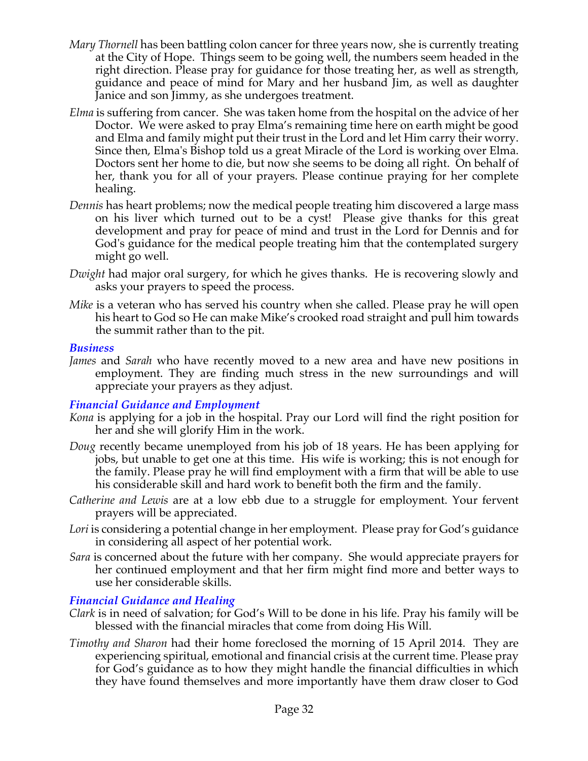*Mary Thornell* has been battling colon cancer for three years now, she is currently treating at the City of Hope. Things seem to be going well, the numbers seem headed in the right direction. Please pray for guidance for those treating her, as well as strength, guidance and peace of mind for Mary and her husband Jim, as well as daughter Janice and son Jimmy, as she undergoes treatment.

*Elma* is suffering from cancer. She was taken home from the hospital on the advice of her Doctor. We were asked to pray Elma's remaining time here on earth might be good and Elma and family might put their trust in the Lord and let Him carry their worry. Since then, Elma's Bishop told us a great Miracle of the Lord is working over Elma. Doctors sent her home to die, but now she seems to be doing all right. On behalf of her, thank you for all of your prayers. Please continue praying for her complete healing.

*Dennis* has heart problems; now the medical people treating him discovered a large mass on his liver which turned out to be a cyst! Please give thanks for this great development and pray for peace of mind and trust in the Lord for Dennis and for God's guidance for the medical people treating him that the contemplated surgery might go well.

*Dwight* had major oral surgery, for which he gives thanks. He is recovering slowly and asks your prayers to speed the process.

*Mike* is a veteran who has served his country when she called. Please pray he will open his heart to God so He can make Mike's crooked road straight and pull him towards the summit rather than to the pit.

### *Business*

*James* and *Sarah* who have recently moved to a new area and have new positions in employment. They are finding much stress in the new surroundings and will appreciate your prayers as they adjust.

### *Financial Guidance and Employment*

*Kona* is applying for a job in the hospital. Pray our Lord will find the right position for her and she will glorify Him in the work.

*Doug* recently became unemployed from his job of 18 years. He has been applying for jobs, but unable to get one at this time. His wife is working; this is not enough for the family. Please pray he will find employment with a firm that will be able to use his considerable skill and hard work to benefit both the firm and the family.

*Catherine and Lewis* are at a low ebb due to a struggle for employment. Your fervent prayers will be appreciated.

*Lori* is considering a potential change in her employment. Please pray for God's guidance in considering all aspect of her potential work.

*Sara* is concerned about the future with her company. She would appreciate prayers for her continued employment and that her firm might find more and better ways to use her considerable skills.

### *Financial Guidance and Healing*

*Clark* is in need of salvation; for God's Will to be done in his life. Pray his family will be blessed with the financial miracles that come from doing His Will.

*Timothy and Sharon* had their home foreclosed the morning of 15 April 2014. They are experiencing spiritual, emotional and financial crisis at the current time. Please pray for God's guidance as to how they might handle the financial difficulties in which they have found themselves and more importantly have them draw closer to God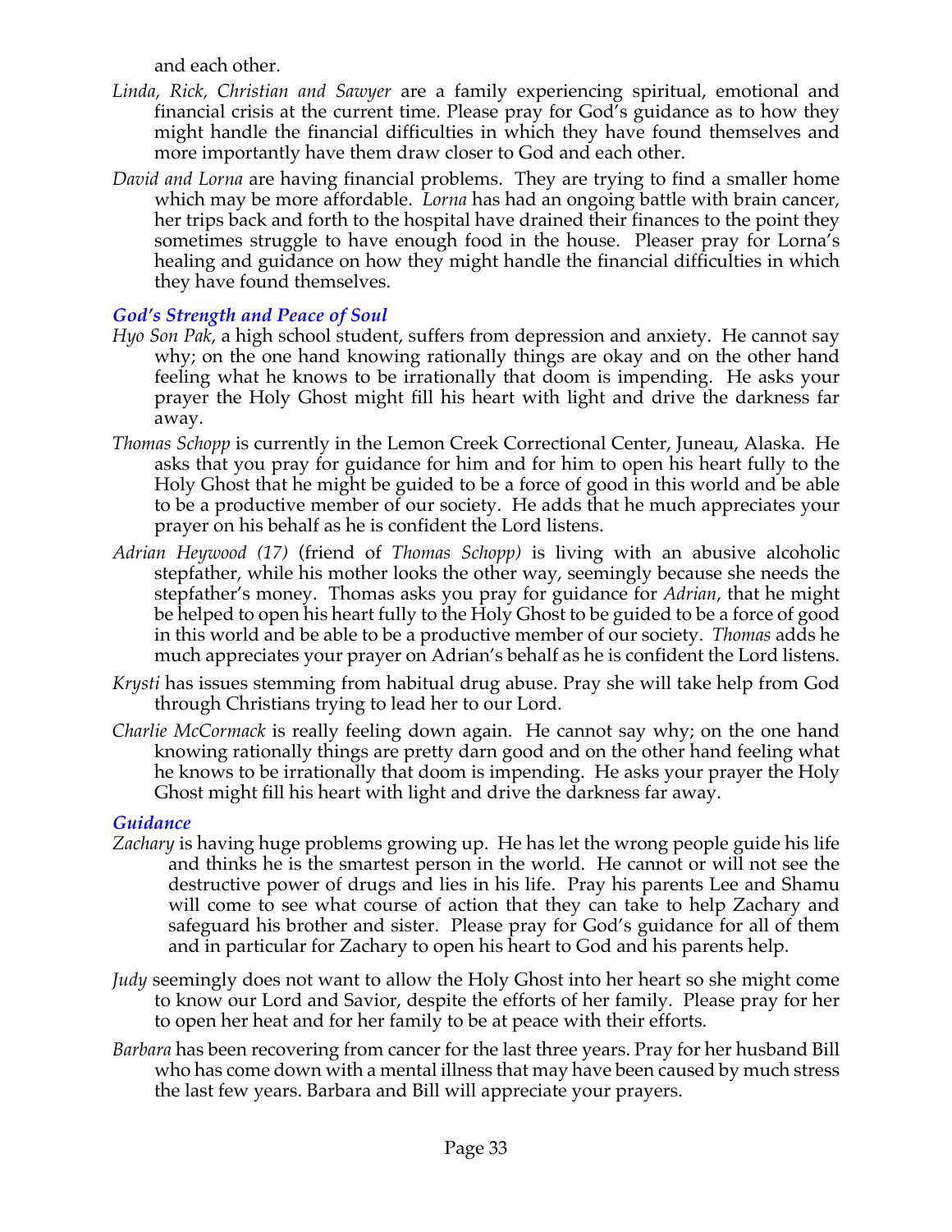and each other.

*Linda, Rick, Christian and Sawyer* are a family experiencing spiritual, emotional and financial crisis at the current time. Please pray for God's guidance as to how they might handle the financial difficulties in which they have found themselves and more importantly have them draw closer to God and each other.

*David and Lorna* are having financial problems. They are trying to find a smaller home which may be more affordable. *Lorna* has had an ongoing battle with brain cancer, her trips back and forth to the hospital have drained their finances to the point they sometimes struggle to have enough food in the house. Pleaser pray for Lorna's healing and guidance on how they might handle the financial difficulties in which they have found themselves.

### *God's Strength and Peace of Soul*

*Hyo Son Pak*, a high school student, suffers from depression and anxiety. He cannot say why; on the one hand knowing rationally things are okay and on the other hand feeling what he knows to be irrationally that doom is impending. He asks your prayer the Holy Ghost might fill his heart with light and drive the darkness far away.

*Thomas Schopp* is currently in the Lemon Creek Correctional Center, Juneau, Alaska. He asks that you pray for guidance for him and for him to open his heart fully to the Holy Ghost that he might be guided to be a force of good in this world and be able to be a productive member of our society. He adds that he much appreciates your prayer on his behalf as he is confident the Lord listens.

*Adrian Heywood (17)* (friend of *Thomas Schopp)* is living with an abusive alcoholic stepfather, while his mother looks the other way, seemingly because she needs the stepfather's money. Thomas asks you pray for guidance for *Adrian*, that he might be helped to open his heart fully to the Holy Ghost to be guided to be a force of good in this world and be able to be a productive member of our society. *Thomas* adds he much appreciates your prayer on Adrian's behalf as he is confident the Lord listens.

*Krysti* has issues stemming from habitual drug abuse. Pray she will take help from God through Christians trying to lead her to our Lord.

*Charlie McCormack* is really feeling down again. He cannot say why; on the one hand knowing rationally things are pretty darn good and on the other hand feeling what he knows to be irrationally that doom is impending. He asks your prayer the Holy Ghost might fill his heart with light and drive the darkness far away.

### *Guidance*

*Zachary* is having huge problems growing up. He has let the wrong people guide his life and thinks he is the smartest person in the world. He cannot or will not see the destructive power of drugs and lies in his life. Pray his parents Lee and Shamu will come to see what course of action that they can take to help Zachary and safeguard his brother and sister. Please pray for God's guidance for all of them and in particular for Zachary to open his heart to God and his parents help.

*Judy* seemingly does not want to allow the Holy Ghost into her heart so she might come to know our Lord and Savior, despite the efforts of her family. Please pray for her to open her heat and for her family to be at peace with their efforts.

*Barbara* has been recovering from cancer for the last three years. Pray for her husband Bill who has come down with a mental illness that may have been caused by much stress the last few years. Barbara and Bill will appreciate your prayers.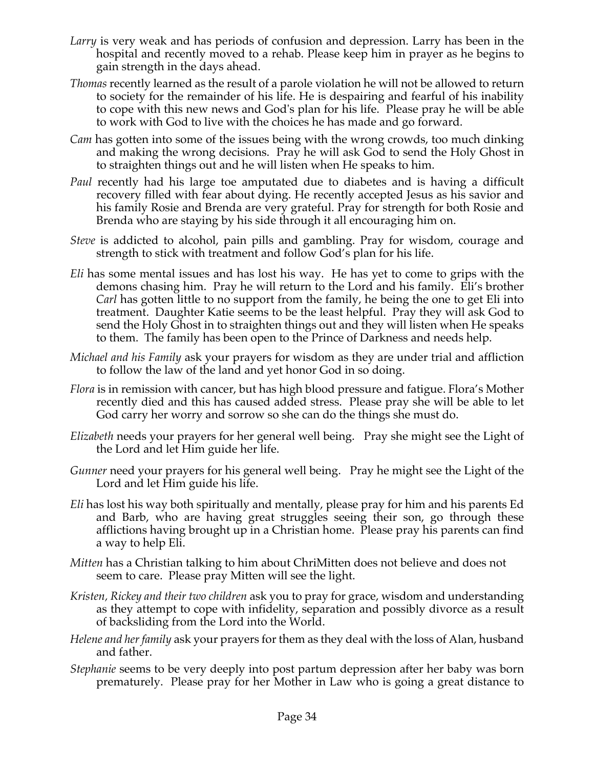*Larry* is very weak and has periods of confusion and depression. Larry has been in the hospital and recently moved to a rehab. Please keep him in prayer as he begins to gain strength in the days ahead.

*Thomas* recently learned as the result of a parole violation he will not be allowed to return to society for the remainder of his life. He is despairing and fearful of his inability to cope with this new news and God's plan for his life. Please pray he will be able to work with God to live with the choices he has made and go forward.

*Cam* has gotten into some of the issues being with the wrong crowds, too much dinking and making the wrong decisions. Pray he will ask God to send the Holy Ghost in to straighten things out and he will listen when He speaks to him.

*Paul* recently had his large toe amputated due to diabetes and is having a difficult recovery filled with fear about dying. He recently accepted Jesus as his savior and his family Rosie and Brenda are very grateful. Pray for strength for both Rosie and Brenda who are staying by his side through it all encouraging him on.

*Steve* is addicted to alcohol, pain pills and gambling. Pray for wisdom, courage and strength to stick with treatment and follow God's plan for his life.

*Eli* has some mental issues and has lost his way. He has yet to come to grips with the demons chasing him. Pray he will return to the Lord and his family. Eli's brother *Carl* has gotten little to no support from the family, he being the one to get Eli into treatment. Daughter Katie seems to be the least helpful. Pray they will ask God to send the Holy Ghost in to straighten things out and they will listen when He speaks to them. The family has been open to the Prince of Darkness and needs help.

*Michael and his Family* ask your prayers for wisdom as they are under trial and affliction to follow the law of the land and yet honor God in so doing.

*Flora* is in remission with cancer, but has high blood pressure and fatigue. Flora's Mother recently died and this has caused added stress. Please pray she will be able to let God carry her worry and sorrow so she can do the things she must do.

*Elizabeth* needs your prayers for her general well being. Pray she might see the Light of the Lord and let Him guide her life.

*Gunner* need your prayers for his general well being. Pray he might see the Light of the Lord and let Him guide his life.

*Eli* has lost his way both spiritually and mentally, please pray for him and his parents Ed and Barb, who are having great struggles seeing their son, go through these afflictions having brought up in a Christian home. Please pray his parents can find a way to help Eli.

*Mitten* has a Christian talking to him about ChriMitten does not believe and does not seem to care. Please pray Mitten will see the light.

*Kristen, Rickey and their two children* ask you to pray for grace, wisdom and understanding as they attempt to cope with infidelity, separation and possibly divorce as a result of backsliding from the Lord into the World.

*Helene and her family* ask your prayers for them as they deal with the loss of Alan, husband and father.

*Stephanie* seems to be very deeply into post partum depression after her baby was born prematurely. Please pray for her Mother in Law who is going a great distance to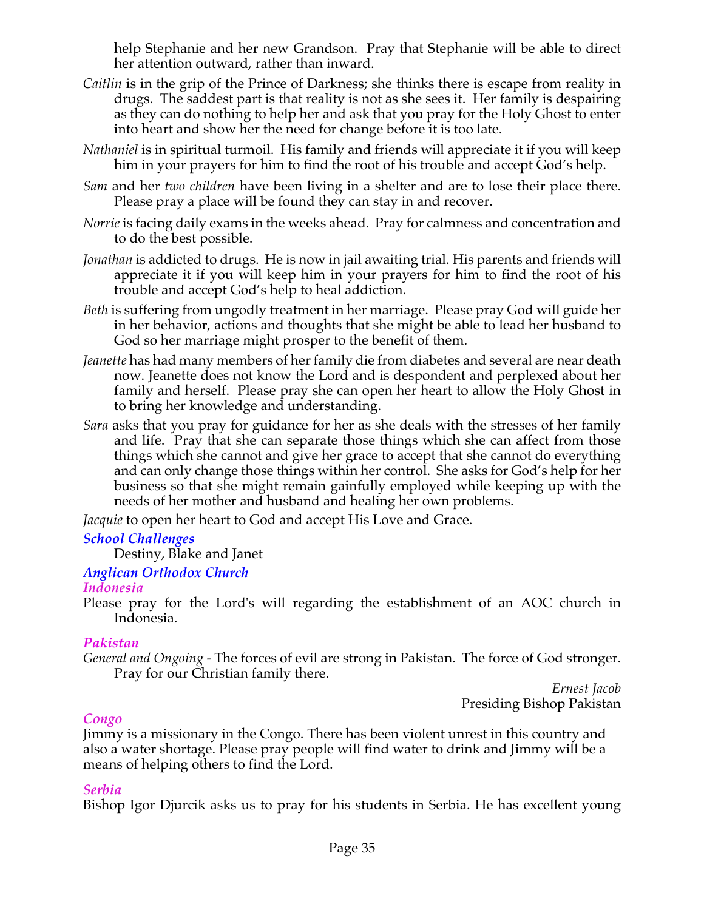help Stephanie and her new Grandson. Pray that Stephanie will be able to direct her attention outward, rather than inward.

*Caitlin* is in the grip of the Prince of Darkness; she thinks there is escape from reality in drugs. The saddest part is that reality is not as she sees it. Her family is despairing as they can do nothing to help her and ask that you pray for the Holy Ghost to enter into heart and show her the need for change before it is too late.

*Nathaniel* is in spiritual turmoil. His family and friends will appreciate it if you will keep him in your prayers for him to find the root of his trouble and accept God's help.

*Sam* and her *two children* have been living in a shelter and are to lose their place there. Please pray a place will be found they can stay in and recover.

*Norrie* is facing daily exams in the weeks ahead. Pray for calmness and concentration and to do the best possible.

*Jonathan* is addicted to drugs. He is now in jail awaiting trial. His parents and friends will appreciate it if you will keep him in your prayers for him to find the root of his trouble and accept God's help to heal addiction.

*Beth* is suffering from ungodly treatment in her marriage. Please pray God will guide her in her behavior, actions and thoughts that she might be able to lead her husband to God so her marriage might prosper to the benefit of them.

*Jeanette* has had many members of her family die from diabetes and several are near death now. Jeanette does not know the Lord and is despondent and perplexed about her family and herself. Please pray she can open her heart to allow the Holy Ghost in to bring her knowledge and understanding.

*Sara* asks that you pray for guidance for her as she deals with the stresses of her family and life. Pray that she can separate those things which she can affect from those things which she cannot and give her grace to accept that she cannot do everything and can only change those things within her control. She asks for God's help for her business so that she might remain gainfully employed while keeping up with the needs of her mother and husband and healing her own problems.

*Jacquie* to open her heart to God and accept His Love and Grace.

### *School Challenges*

Destiny, Blake and Janet

### *Anglican Orthodox Church*

#### *Indonesia*

Please pray for the Lord's will regarding the establishment of an AOC church in Indonesia.

#### *Pakistan*

*General and Ongoing* - The forces of evil are strong in Pakistan. The force of God stronger. Pray for our Christian family there.

*Ernest Jacob*
Presiding Bishop Pakistan

#### *Congo*

Jimmy is a missionary in the Congo. There has been violent unrest in this country and also a water shortage. Please pray people will find water to drink and Jimmy will be a means of helping others to find the Lord.

#### *Serbia*

Bishop Igor Djurcik asks us to pray for his students in Serbia. He has excellent young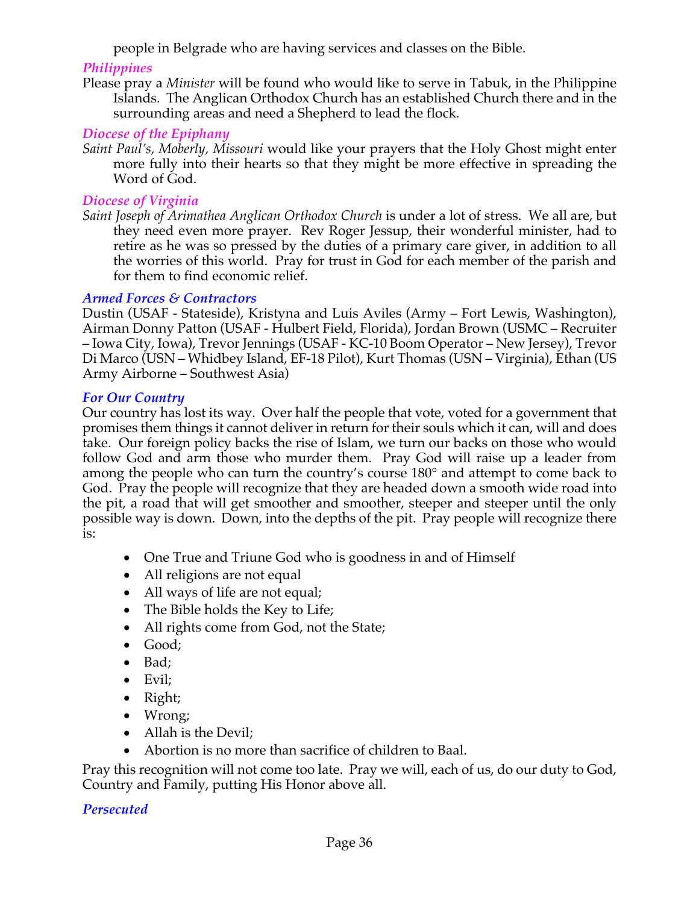people in Belgrade who are having services and classes on the Bible.

### *Philippines*

Please pray a *Minister* will be found who would like to serve in Tabuk, in the Philippine Islands. The Anglican Orthodox Church has an established Church there and in the surrounding areas and need a Shepherd to lead the flock.

### *Diocese of the Epiphany*

*Saint Paul's, Moberly, Missouri* would like your prayers that the Holy Ghost might enter more fully into their hearts so that they might be more effective in spreading the Word of God.

### *Diocese of Virginia*

*Saint Joseph of Arimathea Anglican Orthodox Church* is under a lot of stress. We all are, but they need even more prayer. Rev Roger Jessup, their wonderful minister, had to retire as he was so pressed by the duties of a primary care giver, in addition to all the worries of this world. Pray for trust in God for each member of the parish and for them to find economic relief.

### *Armed Forces & Contractors*

Dustin (USAF - Stateside), Kristyna and Luis Aviles (Army – Fort Lewis, Washington), Airman Donny Patton (USAF - Hulbert Field, Florida), Jordan Brown (USMC – Recruiter – Iowa City, Iowa), Trevor Jennings (USAF - KC-10 Boom Operator – New Jersey), Trevor Di Marco (USN – Whidbey Island, EF-18 Pilot), Kurt Thomas (USN – Virginia), Ethan (US Army Airborne – Southwest Asia)

### *For Our Country*

Our country has lost its way. Over half the people that vote, voted for a government that promises them things it cannot deliver in return for their souls which it can, will and does take. Our foreign policy backs the rise of Islam, we turn our backs on those who would follow God and arm those who murder them. Pray God will raise up a leader from among the people who can turn the country's course 180° and attempt to come back to God. Pray the people will recognize that they are headed down a smooth wide road into the pit, a road that will get smoother and smoother, steeper and steeper until the only possible way is down. Down, into the depths of the pit. Pray people will recognize there is:

- One True and Triune God who is goodness in and of Himself
- All religions are not equal
- All ways of life are not equal;
- The Bible holds the Key to Life;
- All rights come from God, not the State;
- Good;
- Bad;
- Evil;
- Right;
- Wrong;
- Allah is the Devil;
- Abortion is no more than sacrifice of children to Baal.

Pray this recognition will not come too late. Pray we will, each of us, do our duty to God, Country and Family, putting His Honor above all.

### *Persecuted*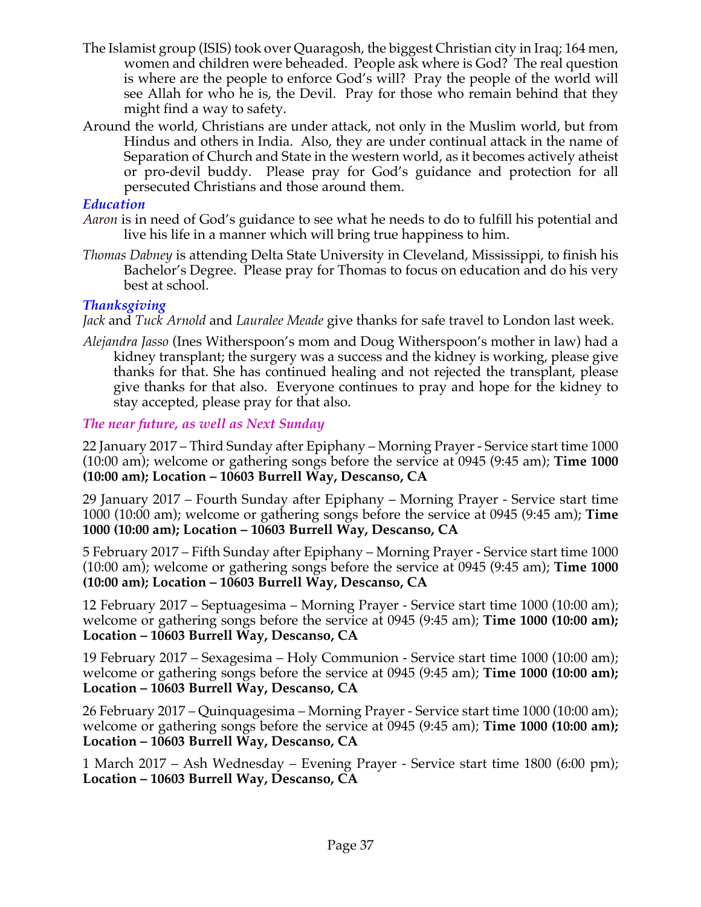The Islamist group (ISIS) took over Quaragosh, the biggest Christian city in Iraq; 164 men, women and children were beheaded. People ask where is God? The real question is where are the people to enforce God's will? Pray the people of the world will see Allah for who he is, the Devil. Pray for those who remain behind that they might find a way to safety.

Around the world, Christians are under attack, not only in the Muslim world, but from Hindus and others in India. Also, they are under continual attack in the name of Separation of Church and State in the western world, as it becomes actively atheist or pro-devil buddy. Please pray for God's guidance and protection for all persecuted Christians and those around them.

### *Education*

*Aaron* is in need of God's guidance to see what he needs to do to fulfill his potential and live his life in a manner which will bring true happiness to him.

*Thomas Dabney* is attending Delta State University in Cleveland, Mississippi, to finish his Bachelor's Degree. Please pray for Thomas to focus on education and do his very best at school.

### *Thanksgiving*

*Jack* and *Tuck Arnold* and *Lauralee Meade* give thanks for safe travel to London last week.

*Alejandra Jasso* (Ines Witherspoon's mom and Doug Witherspoon's mother in law) had a kidney transplant; the surgery was a success and the kidney is working, please give thanks for that. She has continued healing and not rejected the transplant, please give thanks for that also. Everyone continues to pray and hope for the kidney to stay accepted, please pray for that also.

### *The near future, as well as Next Sunday*

22 January 2017 – Third Sunday after Epiphany – Morning Prayer - Service start time 1000 (10:00 am); welcome or gathering songs before the service at 0945 (9:45 am); **Time 1000 (10:00 am); Location – 10603 Burrell Way, Descanso, CA**

29 January 2017 – Fourth Sunday after Epiphany – Morning Prayer - Service start time 1000 (10:00 am); welcome or gathering songs before the service at 0945 (9:45 am); **Time 1000 (10:00 am); Location – 10603 Burrell Way, Descanso, CA**

5 February 2017 – Fifth Sunday after Epiphany – Morning Prayer - Service start time 1000 (10:00 am); welcome or gathering songs before the service at 0945 (9:45 am); **Time 1000 (10:00 am); Location – 10603 Burrell Way, Descanso, CA**

12 February 2017 – Septuagesima – Morning Prayer - Service start time 1000 (10:00 am); welcome or gathering songs before the service at 0945 (9:45 am); **Time 1000 (10:00 am); Location – 10603 Burrell Way, Descanso, CA**

19 February 2017 – Sexagesima – Holy Communion - Service start time 1000 (10:00 am); welcome or gathering songs before the service at 0945 (9:45 am); **Time 1000 (10:00 am); Location – 10603 Burrell Way, Descanso, CA**

26 February 2017 – Quinquagesima – Morning Prayer - Service start time 1000 (10:00 am); welcome or gathering songs before the service at 0945 (9:45 am); **Time 1000 (10:00 am); Location – 10603 Burrell Way, Descanso, CA**

1 March 2017 – Ash Wednesday – Evening Prayer - Service start time 1800 (6:00 pm); **Location – 10603 Burrell Way, Descanso, CA**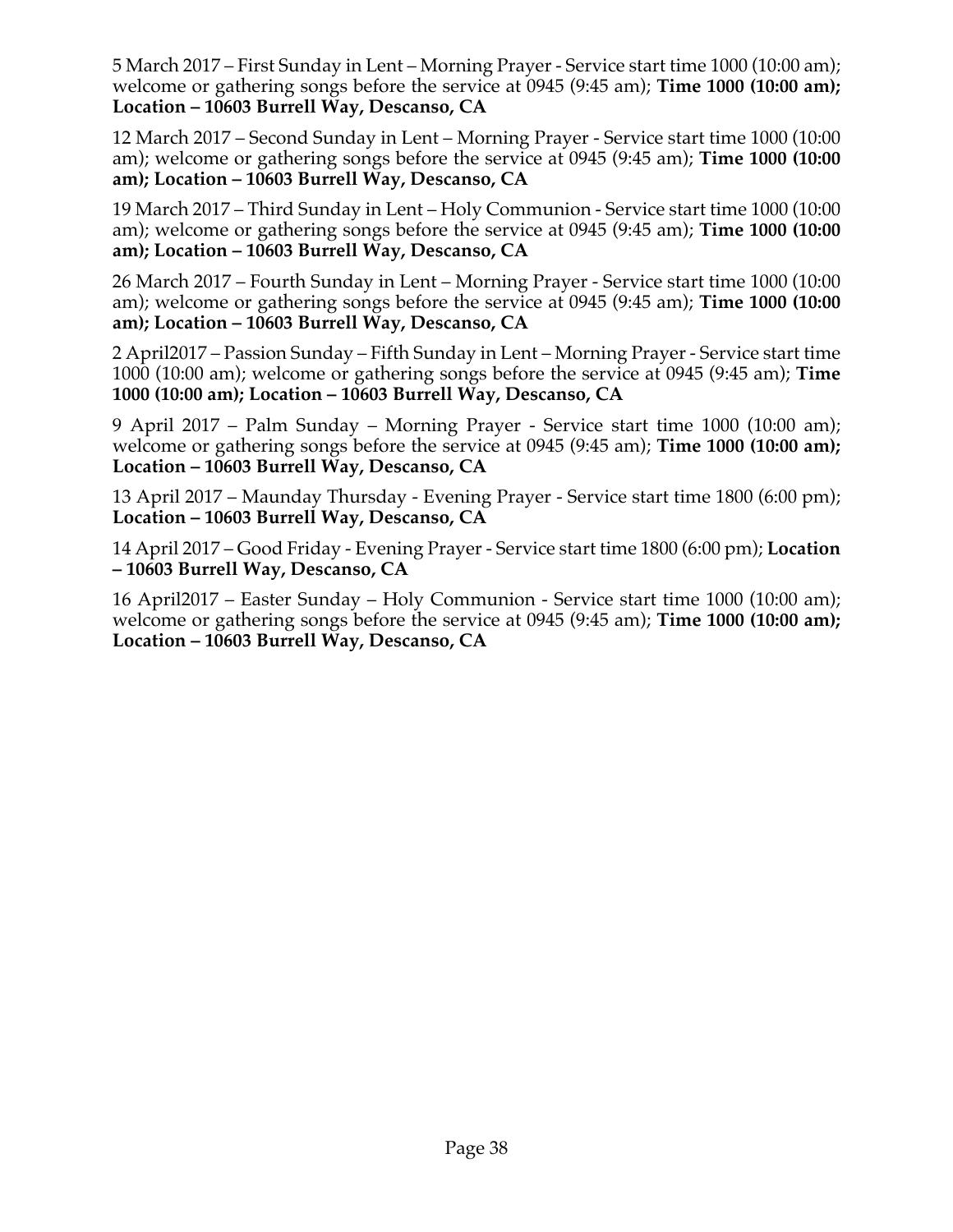5 March 2017 – First Sunday in Lent – Morning Prayer - Service start time 1000 (10:00 am); welcome or gathering songs before the service at 0945 (9:45 am); **Time 1000 (10:00 am); Location – 10603 Burrell Way, Descanso, CA**

12 March 2017 – Second Sunday in Lent – Morning Prayer - Service start time 1000 (10:00 am); welcome or gathering songs before the service at 0945 (9:45 am); **Time 1000 (10:00 am); Location – 10603 Burrell Way, Descanso, CA**

19 March 2017 – Third Sunday in Lent – Holy Communion - Service start time 1000 (10:00 am); welcome or gathering songs before the service at 0945 (9:45 am); **Time 1000 (10:00 am); Location – 10603 Burrell Way, Descanso, CA**

26 March 2017 – Fourth Sunday in Lent – Morning Prayer - Service start time 1000 (10:00 am); welcome or gathering songs before the service at 0945 (9:45 am); **Time 1000 (10:00 am); Location – 10603 Burrell Way, Descanso, CA**

2 April2017 – Passion Sunday – Fifth Sunday in Lent – Morning Prayer - Service start time 1000 (10:00 am); welcome or gathering songs before the service at 0945 (9:45 am); **Time 1000 (10:00 am); Location – 10603 Burrell Way, Descanso, CA**

9 April 2017 – Palm Sunday – Morning Prayer - Service start time 1000 (10:00 am); welcome or gathering songs before the service at 0945 (9:45 am); **Time 1000 (10:00 am); Location – 10603 Burrell Way, Descanso, CA**

13 April 2017 – Maunday Thursday - Evening Prayer - Service start time 1800 (6:00 pm); **Location – 10603 Burrell Way, Descanso, CA**

14 April 2017 – Good Friday - Evening Prayer - Service start time 1800 (6:00 pm); **Location – 10603 Burrell Way, Descanso, CA**

16 April2017 – Easter Sunday – Holy Communion - Service start time 1000 (10:00 am); welcome or gathering songs before the service at 0945 (9:45 am); **Time 1000 (10:00 am); Location – 10603 Burrell Way, Descanso, CA**